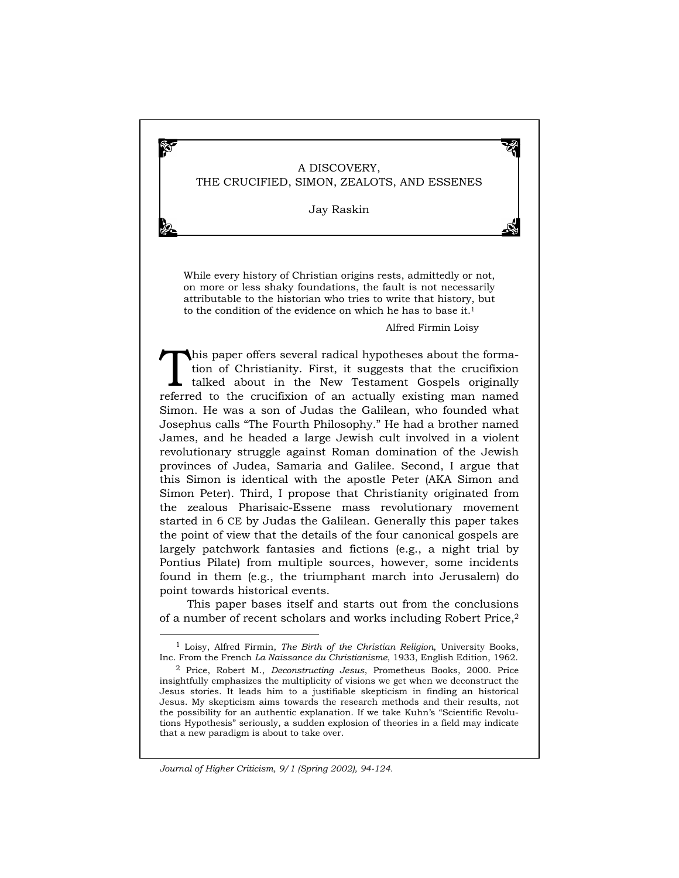# A DISCOVERY, THE CRUCIFIED, SIMON, ZEALOTS, AND ESSENES

Jay Raskin

> While every history of Christian origins rests, admittedly or not, on more or less shaky foundations, the fault is not necessarily attributable to the historian who tries to write that history, but to the condition of the evidence on which he has to base it.[1]
>
> Alfred Firmin Loisy

This paper offers several radical hypotheses about the formation of Christianity. First, it suggests that the crucifixion talked about in the New Testament Gospels originally referred to the crucifixion of an actually existing man named Simon. He was a son of Judas the Galilean, who founded what Josephus calls "The Fourth Philosophy." He had a brother named James, and he headed a large Jewish cult involved in a violent revolutionary struggle against Roman domination of the Jewish provinces of Judea, Samaria and Galilee. Second, I argue that this Simon is identical with the apostle Peter (AKA Simon and Simon Peter). Third, I propose that Christianity originated from the zealous Pharisaic-Essene mass revolutionary movement started in 6 CE by Judas the Galilean. Generally this paper takes the point of view that the details of the four canonical gospels are largely patchwork fantasies and fictions (e.g., a night trial by Pontius Pilate) from multiple sources, however, some incidents found in them (e.g., the triumphant march into Jerusalem) do point towards historical events.

This paper bases itself and starts out from the conclusions of a number of recent scholars and works including Robert Price,[2]

---

[1] Loisy, Alfred Firmin, *The Birth of the Christian Religion*, University Books, Inc. From the French *La Naissance du Christianisme*, 1933, English Edition, 1962.

[2] Price, Robert M., *Deconstructing Jesus*, Prometheus Books, 2000. Price insightfully emphasizes the multiplicity of visions we get when we deconstruct the Jesus stories. It leads him to a justifiable skepticism in finding an historical Jesus. My skepticism aims towards the research methods and their results, not the possibility for an authentic explanation. If we take Kuhn's "Scientific Revolutions Hypothesis" seriously, a sudden explosion of theories in a field may indicate that a new paradigm is about to take over.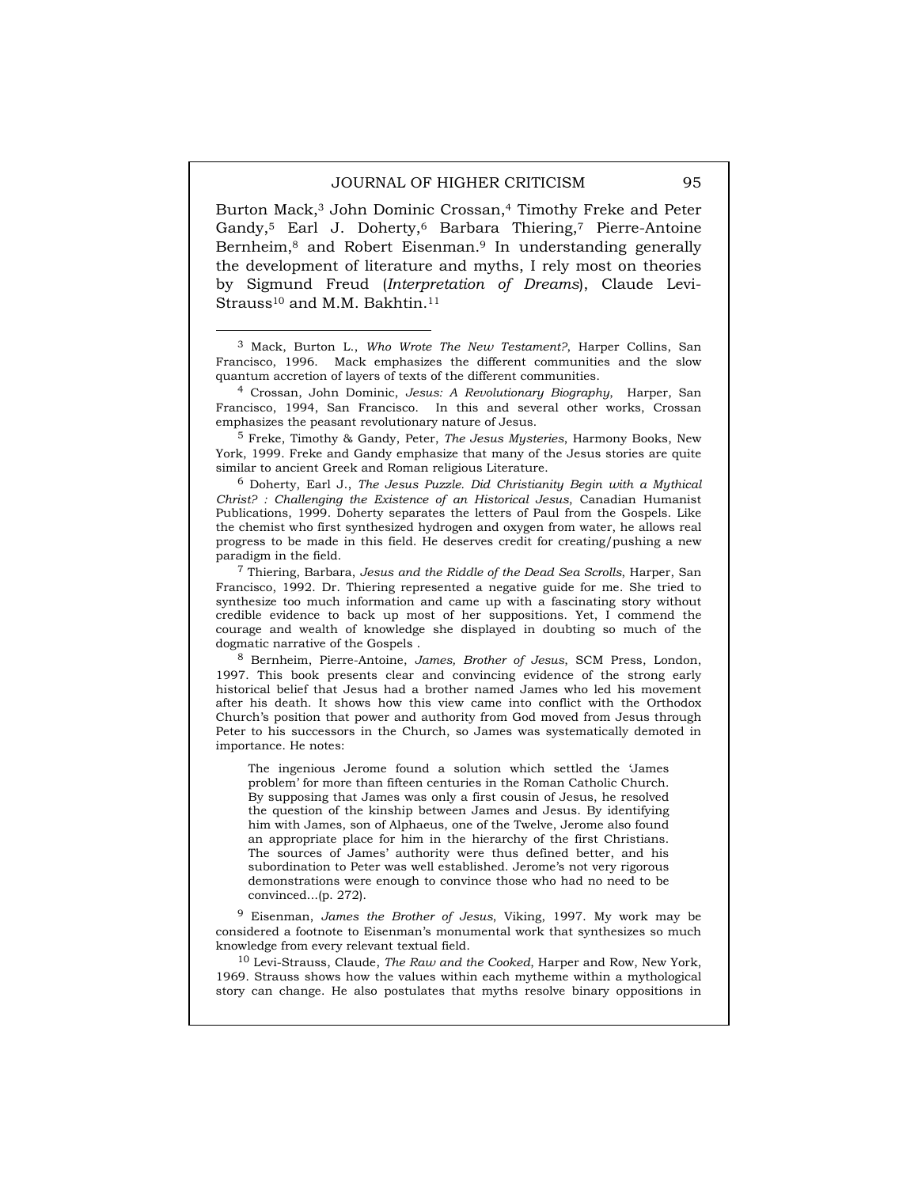Burton Mack,[3] John Dominic Crossan,[4] Timothy Freke and Peter Gandy,[5] Earl J. Doherty,[6] Barbara Thiering,[7] Pierre-Antoine Bernheim,[8] and Robert Eisenman.[9] In understanding generally the development of literature and myths, I rely most on theories by Sigmund Freud (*Interpretation of Dreams*), Claude Levi-Strauss[10] and M.M. Bakhtin.[11]

---

[3] Mack, Burton L., *Who Wrote The New Testament?*, Harper Collins, San Francisco, 1996. Mack emphasizes the different communities and the slow quantum accretion of layers of texts of the different communities.

[4] Crossan, John Dominic, *Jesus: A Revolutionary Biography*, Harper, San Francisco, 1994, San Francisco. In this and several other works, Crossan emphasizes the peasant revolutionary nature of Jesus.

[5] Freke, Timothy & Gandy, Peter, *The Jesus Mysteries*, Harmony Books, New York, 1999. Freke and Gandy emphasize that many of the Jesus stories are quite similar to ancient Greek and Roman religious Literature.

[6] Doherty, Earl J., *The Jesus Puzzle. Did Christianity Begin with a Mythical Christ? : Challenging the Existence of an Historical Jesus*, Canadian Humanist Publications, 1999. Doherty separates the letters of Paul from the Gospels. Like the chemist who first synthesized hydrogen and oxygen from water, he allows real progress to be made in this field. He deserves credit for creating/pushing a new paradigm in the field.

[7] Thiering, Barbara, *Jesus and the Riddle of the Dead Sea Scrolls*, Harper, San Francisco, 1992. Dr. Thiering represented a negative guide for me. She tried to synthesize too much information and came up with a fascinating story without credible evidence to back up most of her suppositions. Yet, I commend the courage and wealth of knowledge she displayed in doubting so much of the dogmatic narrative of the Gospels .

[8] Bernheim, Pierre-Antoine, *James, Brother of Jesus*, SCM Press, London, 1997. This book presents clear and convincing evidence of the strong early historical belief that Jesus had a brother named James who led his movement after his death. It shows how this view came into conflict with the Orthodox Church's position that power and authority from God moved from Jesus through Peter to his successors in the Church, so James was systematically demoted in importance. He notes:

> The ingenious Jerome found a solution which settled the 'James problem' for more than fifteen centuries in the Roman Catholic Church. By supposing that James was only a first cousin of Jesus, he resolved the question of the kinship between James and Jesus. By identifying him with James, son of Alphaeus, one of the Twelve, Jerome also found an appropriate place for him in the hierarchy of the first Christians. The sources of James' authority were thus defined better, and his subordination to Peter was well established. Jerome's not very rigorous demonstrations were enough to convince those who had no need to be convinced...(p. 272).

[9] Eisenman, *James the Brother of Jesus*, Viking, 1997. My work may be considered a footnote to Eisenman's monumental work that synthesizes so much knowledge from every relevant textual field.

[10] Levi-Strauss, Claude, *The Raw and the Cooked*, Harper and Row, New York, 1969. Strauss shows how the values within each mytheme within a mythological story can change. He also postulates that myths resolve binary oppositions in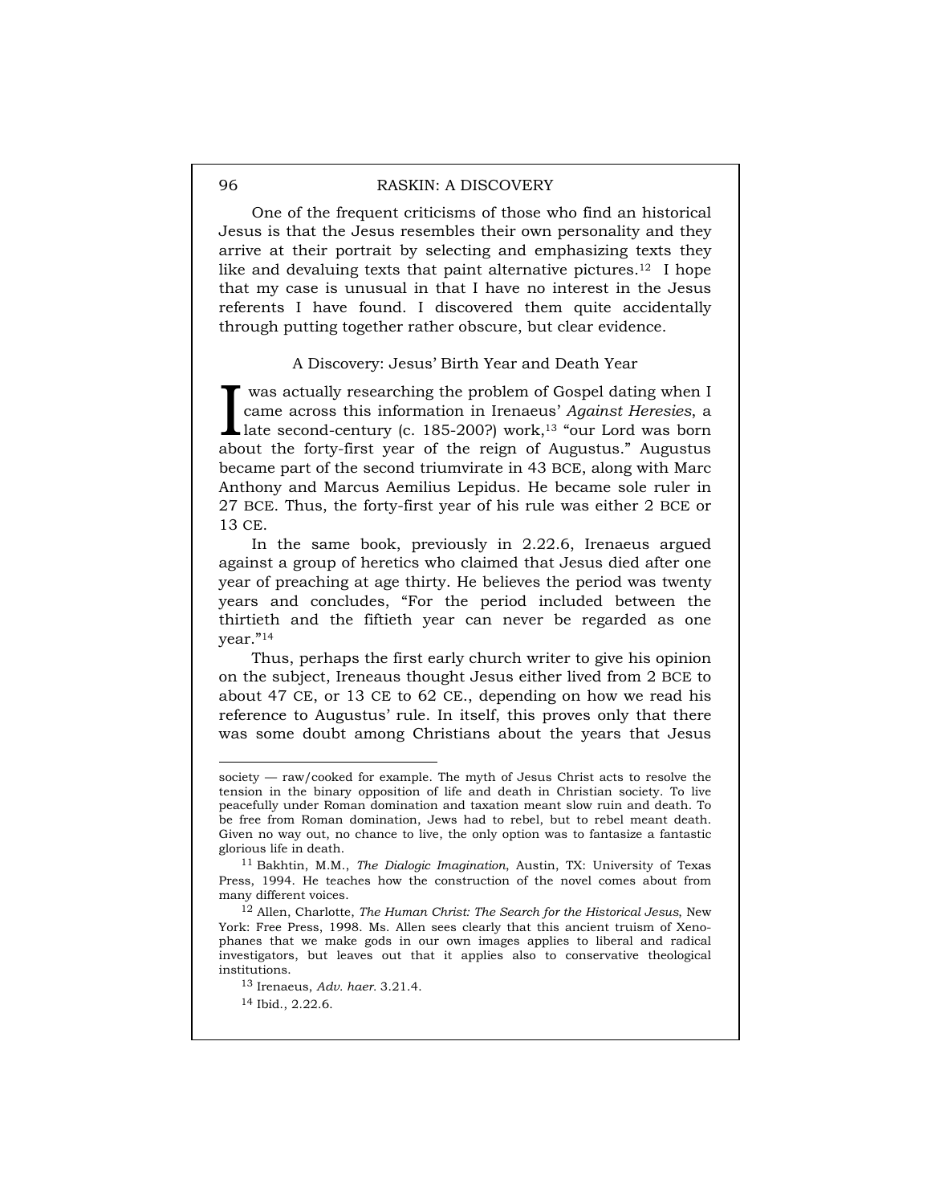One of the frequent criticisms of those who find an historical Jesus is that the Jesus resembles their own personality and they arrive at their portrait by selecting and emphasizing texts they like and devaluing texts that paint alternative pictures.[12] I hope that my case is unusual in that I have no interest in the Jesus referents I have found. I discovered them quite accidentally through putting together rather obscure, but clear evidence.

## A Discovery: Jesus' Birth Year and Death Year

I was actually researching the problem of Gospel dating when I came across this information in Irenaeus' *Against Heresies*, a late second-century (c. 185-200?) work,[13] "our Lord was born about the forty-first year of the reign of Augustus." Augustus became part of the second triumvirate in 43 BCE, along with Marc Anthony and Marcus Aemilius Lepidus. He became sole ruler in 27 BCE. Thus, the forty-first year of his rule was either 2 BCE or 13 CE.

In the same book, previously in 2.22.6, Irenaeus argued against a group of heretics who claimed that Jesus died after one year of preaching at age thirty. He believes the period was twenty years and concludes, "For the period included between the thirtieth and the fiftieth year can never be regarded as one year."[14]

Thus, perhaps the first early church writer to give his opinion on the subject, Ireneaus thought Jesus either lived from 2 BCE to about 47 CE, or 13 CE to 62 CE., depending on how we read his reference to Augustus' rule. In itself, this proves only that there was some doubt among Christians about the years that Jesus

---

society — raw/cooked for example. The myth of Jesus Christ acts to resolve the tension in the binary opposition of life and death in Christian society. To live peacefully under Roman domination and taxation meant slow ruin and death. To be free from Roman domination, Jews had to rebel, but to rebel meant death. Given no way out, no chance to live, the only option was to fantasize a fantastic glorious life in death.

[11] Bakhtin, M.M., *The Dialogic Imagination*, Austin, TX: University of Texas Press, 1994. He teaches how the construction of the novel comes about from many different voices.

[12] Allen, Charlotte, *The Human Christ: The Search for the Historical Jesus*, New York: Free Press, 1998. Ms. Allen sees clearly that this ancient truism of Xenophanes that we make gods in our own images applies to liberal and radical investigators, but leaves out that it applies also to conservative theological institutions.

[13] Irenaeus, *Adv. haer.* 3.21.4.

[14] Ibid., 2.22.6.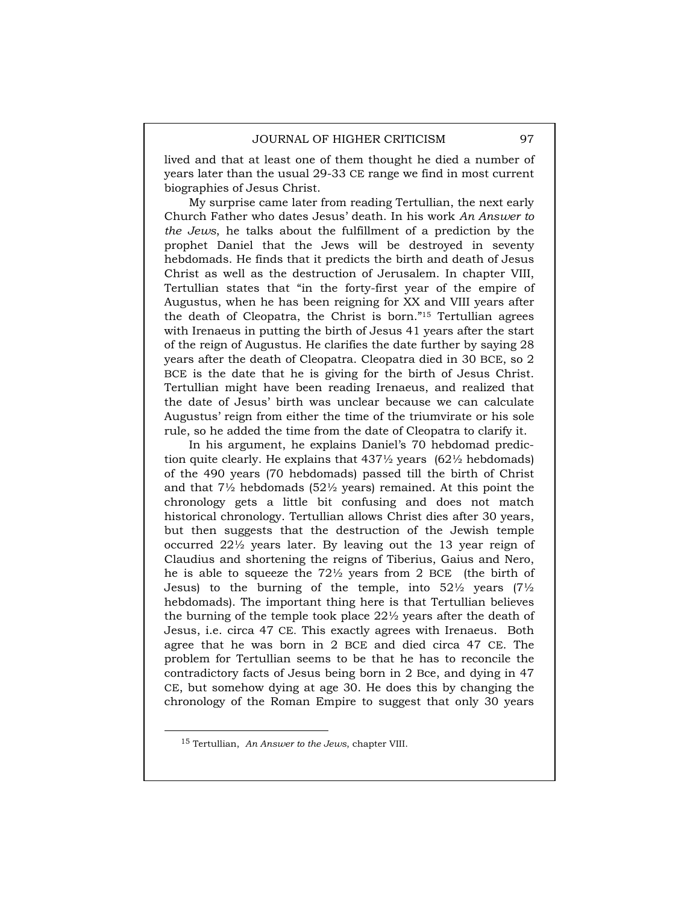lived and that at least one of them thought he died a number of years later than the usual 29-33 CE range we find in most current biographies of Jesus Christ.

My surprise came later from reading Tertullian, the next early Church Father who dates Jesus' death. In his work *An Answer to the Jews*, he talks about the fulfillment of a prediction by the prophet Daniel that the Jews will be destroyed in seventy hebdomads. He finds that it predicts the birth and death of Jesus Christ as well as the destruction of Jerusalem. In chapter VIII, Tertullian states that "in the forty-first year of the empire of Augustus, when he has been reigning for XX and VIII years after the death of Cleopatra, the Christ is born."[15] Tertullian agrees with Irenaeus in putting the birth of Jesus 41 years after the start of the reign of Augustus. He clarifies the date further by saying 28 years after the death of Cleopatra. Cleopatra died in 30 BCE, so 2 BCE is the date that he is giving for the birth of Jesus Christ. Tertullian might have been reading Irenaeus, and realized that the date of Jesus' birth was unclear because we can calculate Augustus' reign from either the time of the triumvirate or his sole rule, so he added the time from the date of Cleopatra to clarify it.

In his argument, he explains Daniel's 70 hebdomad prediction quite clearly. He explains that 437½ years (62½ hebdomads) of the 490 years (70 hebdomads) passed till the birth of Christ and that 7½ hebdomads (52½ years) remained. At this point the chronology gets a little bit confusing and does not match historical chronology. Tertullian allows Christ dies after 30 years, but then suggests that the destruction of the Jewish temple occurred 22½ years later. By leaving out the 13 year reign of Claudius and shortening the reigns of Tiberius, Gaius and Nero, he is able to squeeze the 72½ years from 2 BCE (the birth of Jesus) to the burning of the temple, into 52½ years (7½ hebdomads). The important thing here is that Tertullian believes the burning of the temple took place 22½ years after the death of Jesus, i.e. circa 47 CE. This exactly agrees with Irenaeus. Both agree that he was born in 2 BCE and died circa 47 CE. The problem for Tertullian seems to be that he has to reconcile the contradictory facts of Jesus being born in 2 Bce, and dying in 47 CE, but somehow dying at age 30. He does this by changing the chronology of the Roman Empire to suggest that only 30 years

---

[15] Tertullian, *An Answer to the Jews*, chapter VIII.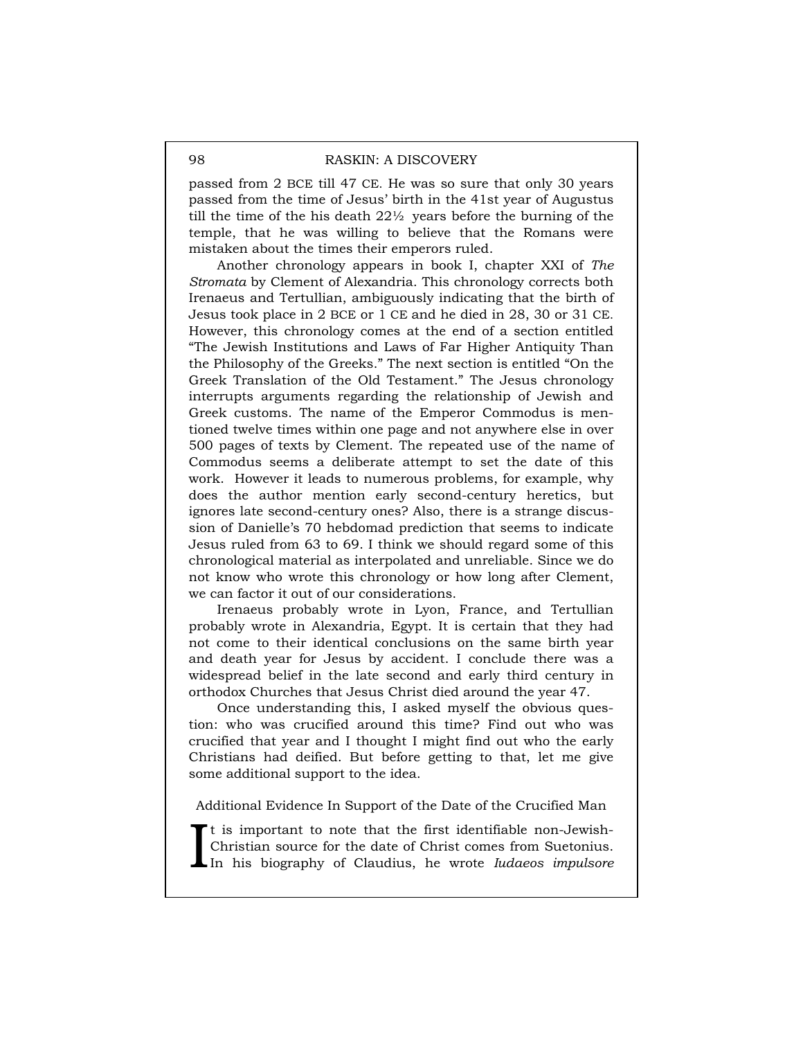passed from 2 BCE till 47 CE. He was so sure that only 30 years passed from the time of Jesus' birth in the 41st year of Augustus till the time of the his death 22½ years before the burning of the temple, that he was willing to believe that the Romans were mistaken about the times their emperors ruled.

Another chronology appears in book I, chapter XXI of *The Stromata* by Clement of Alexandria. This chronology corrects both Irenaeus and Tertullian, ambiguously indicating that the birth of Jesus took place in 2 BCE or 1 CE and he died in 28, 30 or 31 CE. However, this chronology comes at the end of a section entitled "The Jewish Institutions and Laws of Far Higher Antiquity Than the Philosophy of the Greeks." The next section is entitled "On the Greek Translation of the Old Testament." The Jesus chronology interrupts arguments regarding the relationship of Jewish and Greek customs. The name of the Emperor Commodus is mentioned twelve times within one page and not anywhere else in over 500 pages of texts by Clement. The repeated use of the name of Commodus seems a deliberate attempt to set the date of this work. However it leads to numerous problems, for example, why does the author mention early second-century heretics, but ignores late second-century ones? Also, there is a strange discussion of Danielle's 70 hebdomad prediction that seems to indicate Jesus ruled from 63 to 69. I think we should regard some of this chronological material as interpolated and unreliable. Since we do not know who wrote this chronology or how long after Clement, we can factor it out of our considerations.

Irenaeus probably wrote in Lyon, France, and Tertullian probably wrote in Alexandria, Egypt. It is certain that they had not come to their identical conclusions on the same birth year and death year for Jesus by accident. I conclude there was a widespread belief in the late second and early third century in orthodox Churches that Jesus Christ died around the year 47.

Once understanding this, I asked myself the obvious question: who was crucified around this time? Find out who was crucified that year and I thought I might find out who the early Christians had deified. But before getting to that, let me give some additional support to the idea.

## Additional Evidence In Support of the Date of the Crucified Man

It is important to note that the first identifiable non-Jewish-Christian source for the date of Christ comes from Suetonius. In his biography of Claudius, he wrote *Iudaeos impulsore*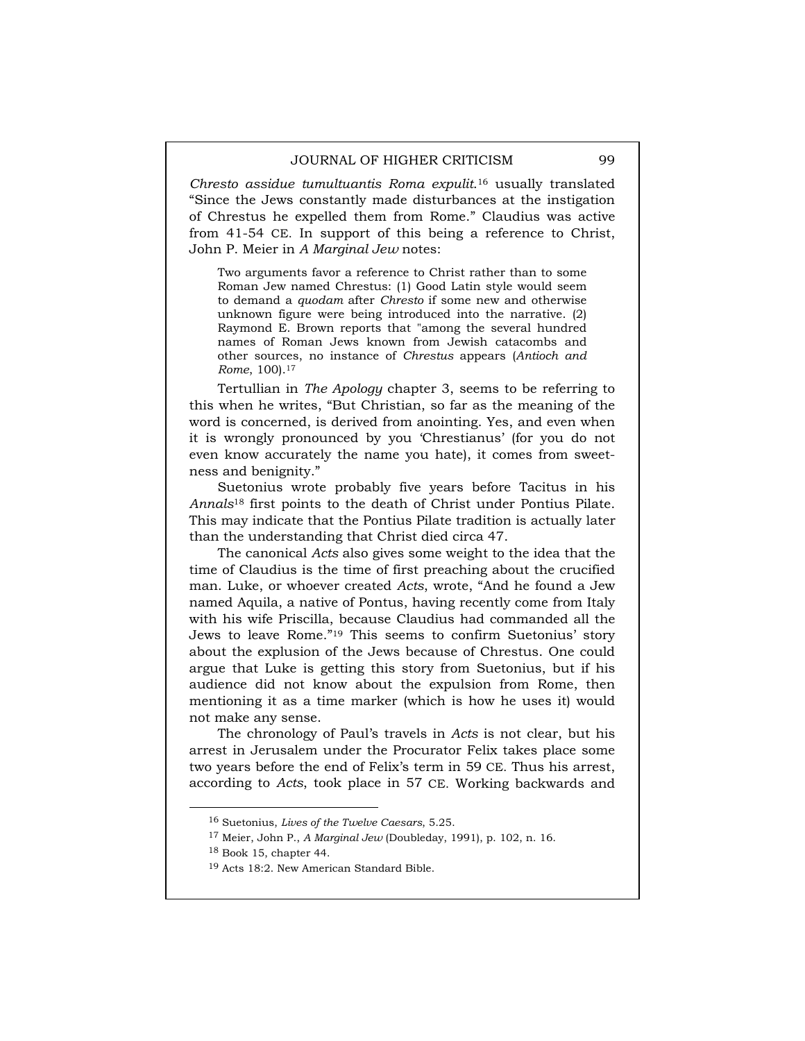*Chresto assidue tumultuantis Roma expulit*.[16] usually translated "Since the Jews constantly made disturbances at the instigation of Chrestus he expelled them from Rome." Claudius was active from 41-54 CE. In support of this being a reference to Christ, John P. Meier in *A Marginal Jew* notes:

> Two arguments favor a reference to Christ rather than to some Roman Jew named Chrestus: (1) Good Latin style would seem to demand a *quodam* after *Chresto* if some new and otherwise unknown figure were being introduced into the narrative. (2) Raymond E. Brown reports that "among the several hundred names of Roman Jews known from Jewish catacombs and other sources, no instance of *Chrestus* appears (*Antioch and Rome*, 100).[17]

Tertullian in *The Apology* chapter 3, seems to be referring to this when he writes, "But Christian, so far as the meaning of the word is concerned, is derived from anointing. Yes, and even when it is wrongly pronounced by you 'Chrestianus' (for you do not even know accurately the name you hate), it comes from sweetness and benignity."

Suetonius wrote probably five years before Tacitus in his *Annals*[18] first points to the death of Christ under Pontius Pilate. This may indicate that the Pontius Pilate tradition is actually later than the understanding that Christ died circa 47.

The canonical *Acts* also gives some weight to the idea that the time of Claudius is the time of first preaching about the crucified man. Luke, or whoever created *Acts*, wrote, "And he found a Jew named Aquila, a native of Pontus, having recently come from Italy with his wife Priscilla, because Claudius had commanded all the Jews to leave Rome."[19] This seems to confirm Suetonius' story about the explusion of the Jews because of Chrestus. One could argue that Luke is getting this story from Suetonius, but if his audience did not know about the expulsion from Rome, then mentioning it as a time marker (which is how he uses it) would not make any sense.

The chronology of Paul's travels in *Acts* is not clear, but his arrest in Jerusalem under the Procurator Felix takes place some two years before the end of Felix's term in 59 CE. Thus his arrest, according to *Acts*, took place in 57 CE. Working backwards and

---

[16] Suetonius, *Lives of the Twelve Caesars*, 5.25.

[17] Meier, John P., *A Marginal Jew* (Doubleday, 1991), p. 102, n. 16.

[18] Book 15, chapter 44.

[19] Acts 18:2. New American Standard Bible.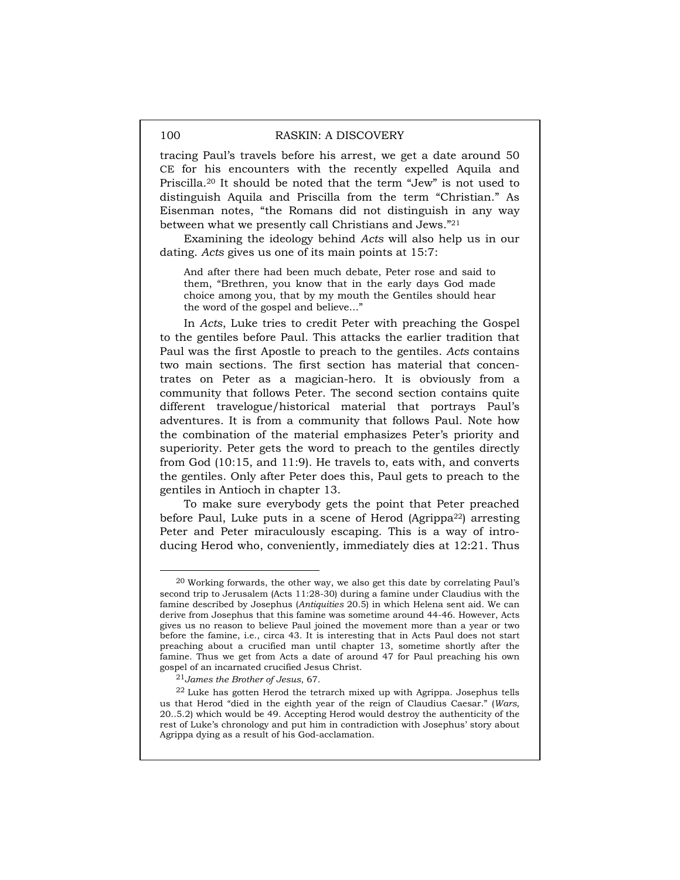tracing Paul's travels before his arrest, we get a date around 50 CE for his encounters with the recently expelled Aquila and Priscilla.[20] It should be noted that the term "Jew" is not used to distinguish Aquila and Priscilla from the term "Christian." As Eisenman notes, "the Romans did not distinguish in any way between what we presently call Christians and Jews."[21]

Examining the ideology behind *Acts* will also help us in our dating. *Acts* gives us one of its main points at 15:7:

> And after there had been much debate, Peter rose and said to them, "Brethren, you know that in the early days God made choice among you, that by my mouth the Gentiles should hear the word of the gospel and believe..."

In *Acts*, Luke tries to credit Peter with preaching the Gospel to the gentiles before Paul. This attacks the earlier tradition that Paul was the first Apostle to preach to the gentiles. *Acts* contains two main sections. The first section has material that concentrates on Peter as a magician-hero. It is obviously from a community that follows Peter. The second section contains quite different travelogue/historical material that portrays Paul's adventures. It is from a community that follows Paul. Note how the combination of the material emphasizes Peter's priority and superiority. Peter gets the word to preach to the gentiles directly from God (10:15, and 11:9). He travels to, eats with, and converts the gentiles. Only after Peter does this, Paul gets to preach to the gentiles in Antioch in chapter 13.

To make sure everybody gets the point that Peter preached before Paul, Luke puts in a scene of Herod (Agrippa[22]) arresting Peter and Peter miraculously escaping. This is a way of introducing Herod who, conveniently, immediately dies at 12:21. Thus

---

[20] Working forwards, the other way, we also get this date by correlating Paul's second trip to Jerusalem (Acts 11:28-30) during a famine under Claudius with the famine described by Josephus (*Antiquities* 20.5) in which Helena sent aid. We can derive from Josephus that this famine was sometime around 44-46. However, Acts gives us no reason to believe Paul joined the movement more than a year or two before the famine, i.e., circa 43. It is interesting that in Acts Paul does not start preaching about a crucified man until chapter 13, sometime shortly after the famine. Thus we get from Acts a date of around 47 for Paul preaching his own gospel of an incarnated crucified Jesus Christ.

[21] *James the Brother of Jesus*, 67.

[22] Luke has gotten Herod the tetrarch mixed up with Agrippa. Josephus tells us that Herod "died in the eighth year of the reign of Claudius Caesar." (*Wars*, 20..5.2) which would be 49. Accepting Herod would destroy the authenticity of the rest of Luke's chronology and put him in contradiction with Josephus' story about Agrippa dying as a result of his God-acclamation.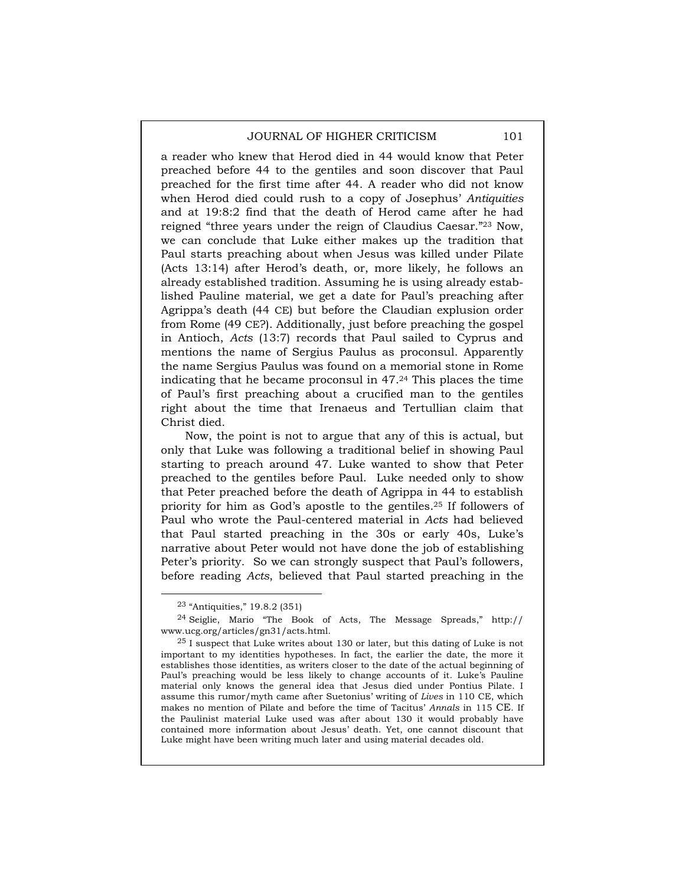a reader who knew that Herod died in 44 would know that Peter preached before 44 to the gentiles and soon discover that Paul preached for the first time after 44. A reader who did not know when Herod died could rush to a copy of Josephus' *Antiquities* and at 19:8:2 find that the death of Herod came after he had reigned "three years under the reign of Claudius Caesar."[23] Now, we can conclude that Luke either makes up the tradition that Paul starts preaching about when Jesus was killed under Pilate (Acts 13:14) after Herod's death, or, more likely, he follows an already established tradition. Assuming he is using already established Pauline material, we get a date for Paul's preaching after Agrippa's death (44 CE) but before the Claudian explusion order from Rome (49 CE?). Additionally, just before preaching the gospel in Antioch, *Acts* (13:7) records that Paul sailed to Cyprus and mentions the name of Sergius Paulus as proconsul. Apparently the name Sergius Paulus was found on a memorial stone in Rome indicating that he became proconsul in 47.[24] This places the time of Paul's first preaching about a crucified man to the gentiles right about the time that Irenaeus and Tertullian claim that Christ died.

Now, the point is not to argue that any of this is actual, but only that Luke was following a traditional belief in showing Paul starting to preach around 47. Luke wanted to show that Peter preached to the gentiles before Paul. Luke needed only to show that Peter preached before the death of Agrippa in 44 to establish priority for him as God's apostle to the gentiles.[25] If followers of Paul who wrote the Paul-centered material in *Acts* had believed that Paul started preaching in the 30s or early 40s, Luke's narrative about Peter would not have done the job of establishing Peter's priority. So we can strongly suspect that Paul's followers, before reading *Acts*, believed that Paul started preaching in the

---

[23] "Antiquities," 19.8.2 (351)

[24] Seiglie, Mario "The Book of Acts, The Message Spreads," http://www.ucg.org/articles/gn31/acts.html.

[25] I suspect that Luke writes about 130 or later, but this dating of Luke is not important to my identities hypotheses. In fact, the earlier the date, the more it establishes those identities, as writers closer to the date of the actual beginning of Paul's preaching would be less likely to change accounts of it. Luke's Pauline material only knows the general idea that Jesus died under Pontius Pilate. I assume this rumor/myth came after Suetonius' writing of *Lives* in 110 CE, which makes no mention of Pilate and before the time of Tacitus' *Annals* in 115 CE. If the Paulinist material Luke used was after about 130 it would probably have contained more information about Jesus' death. Yet, one cannot discount that Luke might have been writing much later and using material decades old.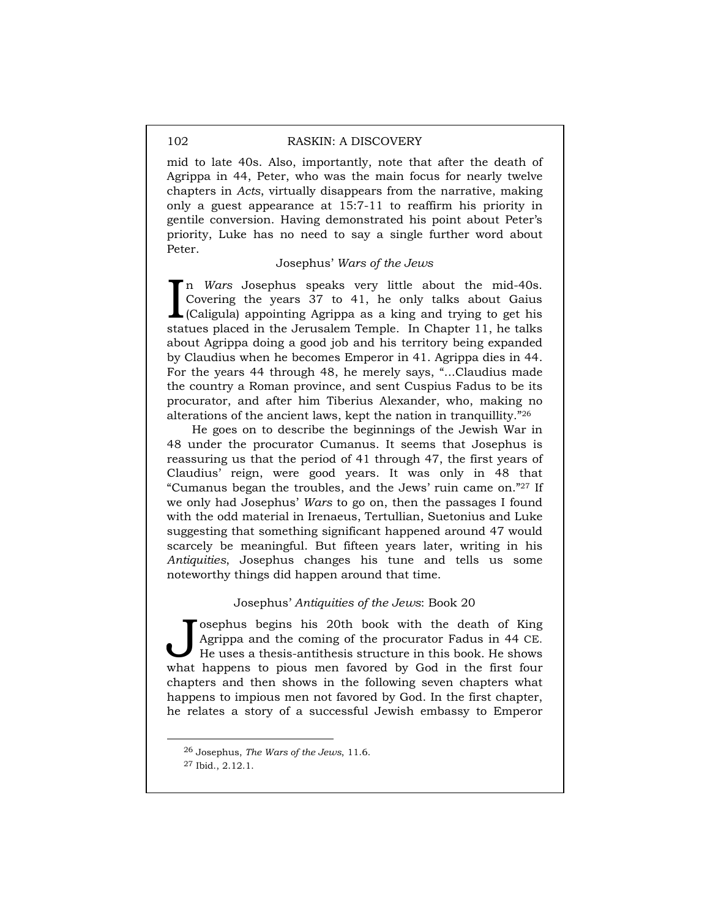mid to late 40s. Also, importantly, note that after the death of Agrippa in 44, Peter, who was the main focus for nearly twelve chapters in *Acts*, virtually disappears from the narrative, making only a guest appearance at 15:7-11 to reaffirm his priority in gentile conversion. Having demonstrated his point about Peter's priority, Luke has no need to say a single further word about Peter.

### Josephus' *Wars of the Jews*

In *Wars* Josephus speaks very little about the mid-40s. Covering the years 37 to 41, he only talks about Gaius (Caligula) appointing Agrippa as a king and trying to get his statues placed in the Jerusalem Temple. In Chapter 11, he talks about Agrippa doing a good job and his territory being expanded by Claudius when he becomes Emperor in 41. Agrippa dies in 44. For the years 44 through 48, he merely says, "...Claudius made the country a Roman province, and sent Cuspius Fadus to be its procurator, and after him Tiberius Alexander, who, making no alterations of the ancient laws, kept the nation in tranquillity."[26]

He goes on to describe the beginnings of the Jewish War in 48 under the procurator Cumanus. It seems that Josephus is reassuring us that the period of 41 through 47, the first years of Claudius' reign, were good years. It was only in 48 that "Cumanus began the troubles, and the Jews' ruin came on."[27] If we only had Josephus' *Wars* to go on, then the passages I found with the odd material in Irenaeus, Tertullian, Suetonius and Luke suggesting that something significant happened around 47 would scarcely be meaningful. But fifteen years later, writing in his *Antiquities*, Josephus changes his tune and tells us some noteworthy things did happen around that time.

### Josephus' *Antiquities of the Jews*: Book 20

Josephus begins his 20th book with the death of King Agrippa and the coming of the procurator Fadus in 44 CE. He uses a thesis-antithesis structure in this book. He shows what happens to pious men favored by God in the first four chapters and then shows in the following seven chapters what happens to impious men not favored by God. In the first chapter, he relates a story of a successful Jewish embassy to Emperor

---

[26] Josephus, *The Wars of the Jews*, 11.6.

[27] Ibid., 2.12.1.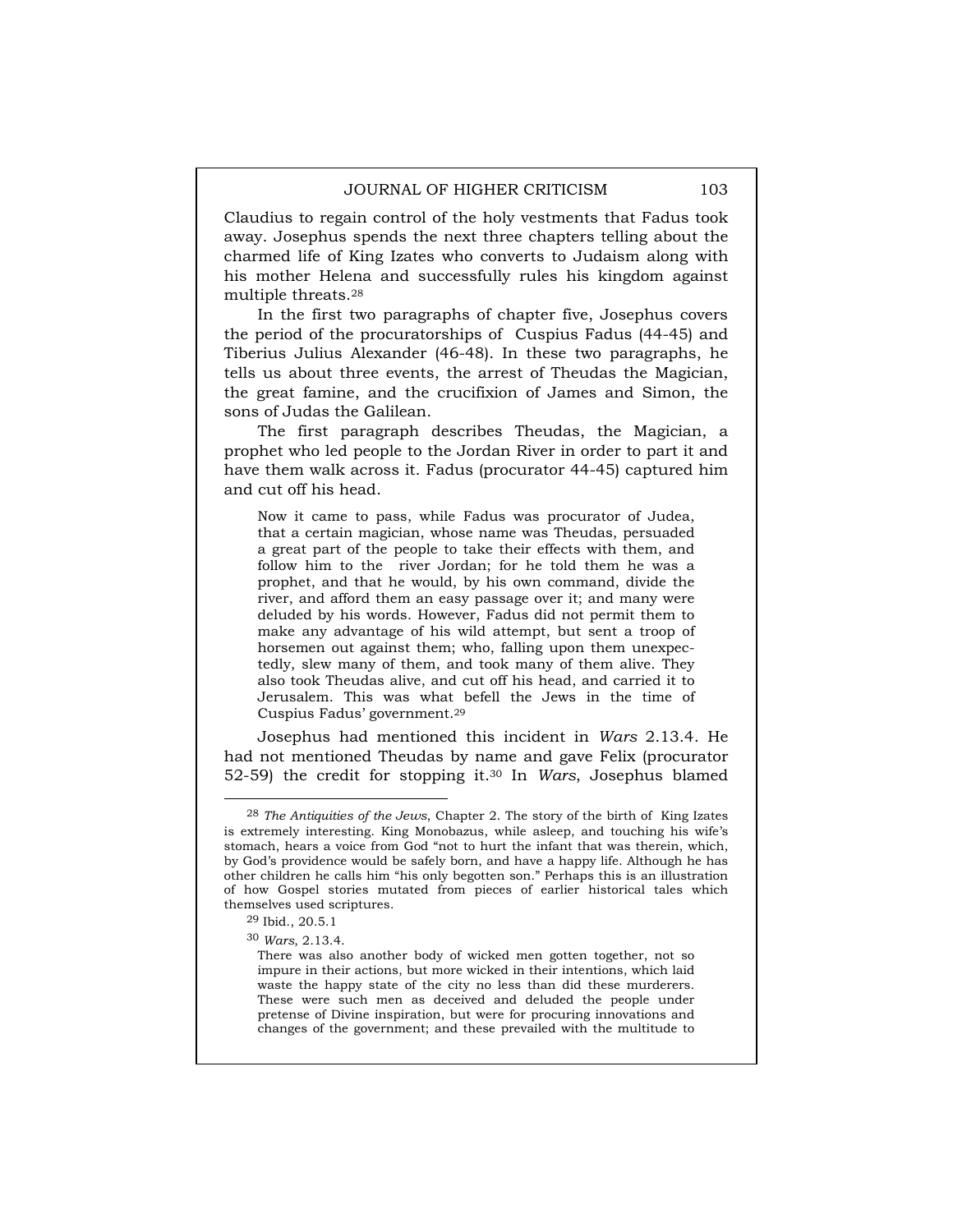Claudius to regain control of the holy vestments that Fadus took away. Josephus spends the next three chapters telling about the charmed life of King Izates who converts to Judaism along with his mother Helena and successfully rules his kingdom against multiple threats.[28]

In the first two paragraphs of chapter five, Josephus covers the period of the procuratorships of Cuspius Fadus (44-45) and Tiberius Julius Alexander (46-48). In these two paragraphs, he tells us about three events, the arrest of Theudas the Magician, the great famine, and the crucifixion of James and Simon, the sons of Judas the Galilean.

The first paragraph describes Theudas, the Magician, a prophet who led people to the Jordan River in order to part it and have them walk across it. Fadus (procurator 44-45) captured him and cut off his head.

> Now it came to pass, while Fadus was procurator of Judea, that a certain magician, whose name was Theudas, persuaded a great part of the people to take their effects with them, and follow him to the river Jordan; for he told them he was a prophet, and that he would, by his own command, divide the river, and afford them an easy passage over it; and many were deluded by his words. However, Fadus did not permit them to make any advantage of his wild attempt, but sent a troop of horsemen out against them; who, falling upon them unexpectedly, slew many of them, and took many of them alive. They also took Theudas alive, and cut off his head, and carried it to Jerusalem. This was what befell the Jews in the time of Cuspius Fadus' government.[29]

Josephus had mentioned this incident in *Wars* 2.13.4. He had not mentioned Theudas by name and gave Felix (procurator 52-59) the credit for stopping it.[30] In *Wars*, Josephus blamed

---

[28] *The Antiquities of the Jews*, Chapter 2. The story of the birth of King Izates is extremely interesting. King Monobazus, while asleep, and touching his wife's stomach, hears a voice from God "not to hurt the infant that was therein, which, by God's providence would be safely born, and have a happy life. Although he has other children he calls him "his only begotten son." Perhaps this is an illustration of how Gospel stories mutated from pieces of earlier historical tales which themselves used scriptures.

[29] Ibid., 20.5.1

[30] *Wars*, 2.13.4.

> There was also another body of wicked men gotten together, not so impure in their actions, but more wicked in their intentions, which laid waste the happy state of the city no less than did these murderers. These were such men as deceived and deluded the people under pretense of Divine inspiration, but were for procuring innovations and changes of the government; and these prevailed with the multitude to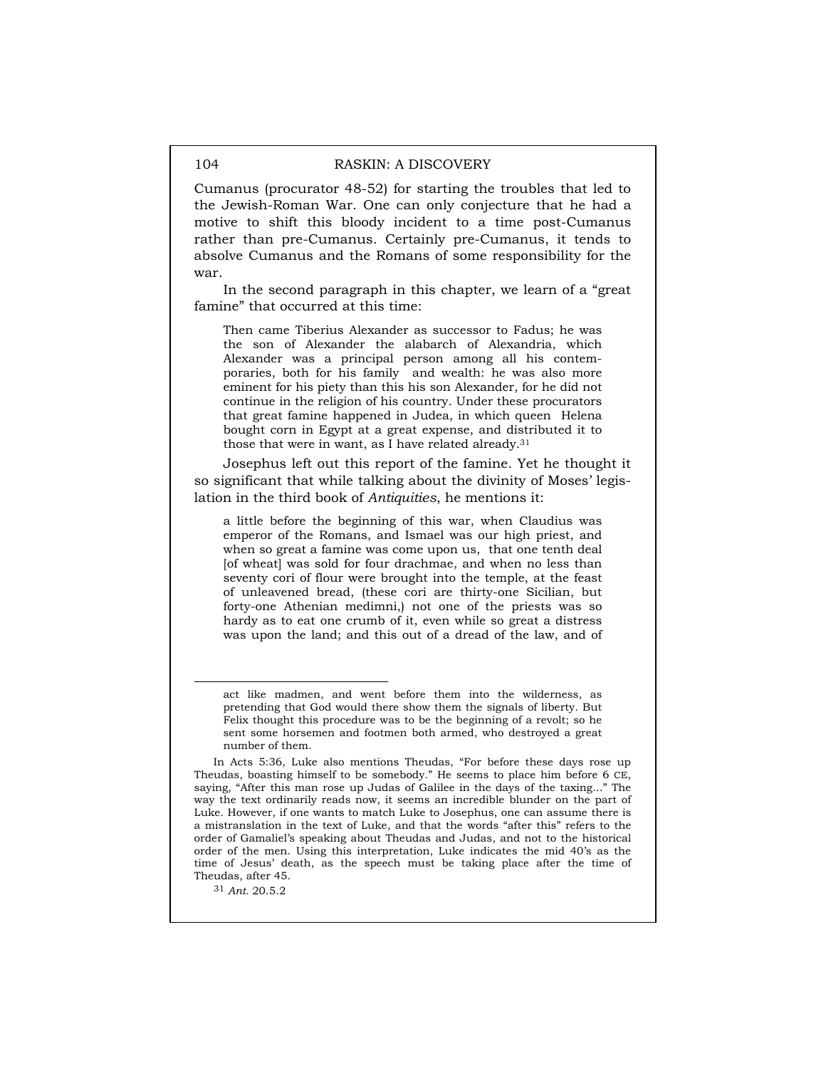Cumanus (procurator 48-52) for starting the troubles that led to the Jewish-Roman War. One can only conjecture that he had a motive to shift this bloody incident to a time post-Cumanus rather than pre-Cumanus. Certainly pre-Cumanus, it tends to absolve Cumanus and the Romans of some responsibility for the war.

In the second paragraph in this chapter, we learn of a "great famine" that occurred at this time:

> Then came Tiberius Alexander as successor to Fadus; he was the son of Alexander the alabarch of Alexandria, which Alexander was a principal person among all his contemporaries, both for his family and wealth: he was also more eminent for his piety than this his son Alexander, for he did not continue in the religion of his country. Under these procurators that great famine happened in Judea, in which queen Helena bought corn in Egypt at a great expense, and distributed it to those that were in want, as I have related already.[31]

Josephus left out this report of the famine. Yet he thought it so significant that while talking about the divinity of Moses' legislation in the third book of *Antiquities*, he mentions it:

> a little before the beginning of this war, when Claudius was emperor of the Romans, and Ismael was our high priest, and when so great a famine was come upon us, that one tenth deal [of wheat] was sold for four drachmae, and when no less than seventy cori of flour were brought into the temple, at the feast of unleavened bread, (these cori are thirty-one Sicilian, but forty-one Athenian medimni,) not one of the priests was so hardy as to eat one crumb of it, even while so great a distress was upon the land; and this out of a dread of the law, and of

---

> act like madmen, and went before them into the wilderness, as pretending that God would there show them the signals of liberty. But Felix thought this procedure was to be the beginning of a revolt; so he sent some horsemen and footmen both armed, who destroyed a great number of them.

In Acts 5:36, Luke also mentions Theudas, "For before these days rose up Theudas, boasting himself to be somebody." He seems to place him before 6 CE, saying, "After this man rose up Judas of Galilee in the days of the taxing…" The way the text ordinarily reads now, it seems an incredible blunder on the part of Luke. However, if one wants to match Luke to Josephus, one can assume there is a mistranslation in the text of Luke, and that the words "after this" refers to the order of Gamaliel's speaking about Theudas and Judas, and not to the historical order of the men. Using this interpretation, Luke indicates the mid 40's as the time of Jesus' death, as the speech must be taking place after the time of Theudas, after 45.

[31] *Ant.* 20.5.2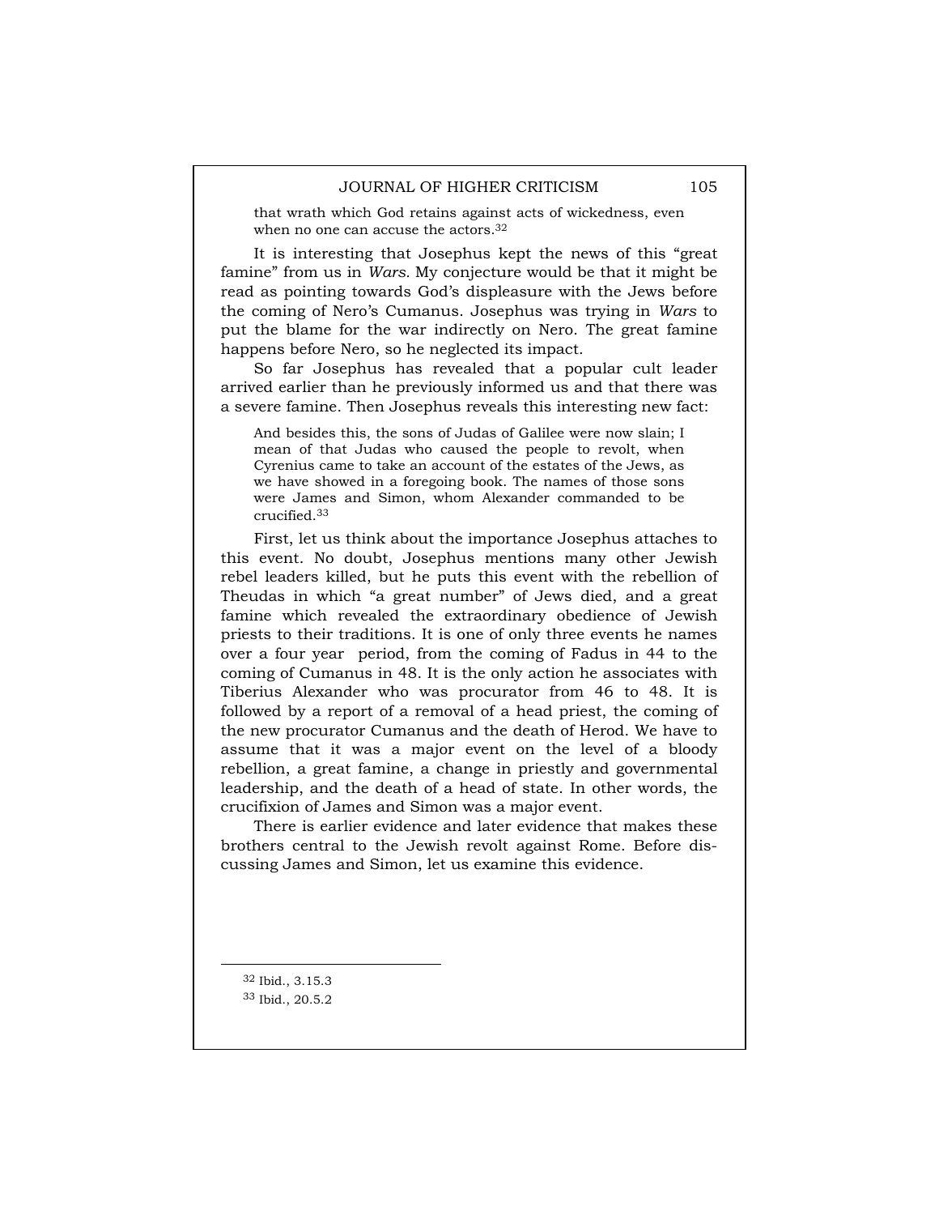> that wrath which God retains against acts of wickedness, even when no one can accuse the actors.[32]

It is interesting that Josephus kept the news of this "great famine" from us in *Wars.* My conjecture would be that it might be read as pointing towards God's displeasure with the Jews before the coming of Nero's Cumanus. Josephus was trying in *Wars* to put the blame for the war indirectly on Nero. The great famine happens before Nero, so he neglected its impact.

So far Josephus has revealed that a popular cult leader arrived earlier than he previously informed us and that there was a severe famine. Then Josephus reveals this interesting new fact:

> And besides this, the sons of Judas of Galilee were now slain; I mean of that Judas who caused the people to revolt, when Cyrenius came to take an account of the estates of the Jews, as we have showed in a foregoing book. The names of those sons were James and Simon, whom Alexander commanded to be crucified.[33]

First, let us think about the importance Josephus attaches to this event. No doubt, Josephus mentions many other Jewish rebel leaders killed, but he puts this event with the rebellion of Theudas in which "a great number" of Jews died, and a great famine which revealed the extraordinary obedience of Jewish priests to their traditions. It is one of only three events he names over a four year period, from the coming of Fadus in 44 to the coming of Cumanus in 48. It is the only action he associates with Tiberius Alexander who was procurator from 46 to 48. It is followed by a report of a removal of a head priest, the coming of the new procurator Cumanus and the death of Herod. We have to assume that it was a major event on the level of a bloody rebellion, a great famine, a change in priestly and governmental leadership, and the death of a head of state. In other words, the crucifixion of James and Simon was a major event.

There is earlier evidence and later evidence that makes these brothers central to the Jewish revolt against Rome. Before discussing James and Simon, let us examine this evidence.

---

[32] Ibid., 3.15.3

[33] Ibid., 20.5.2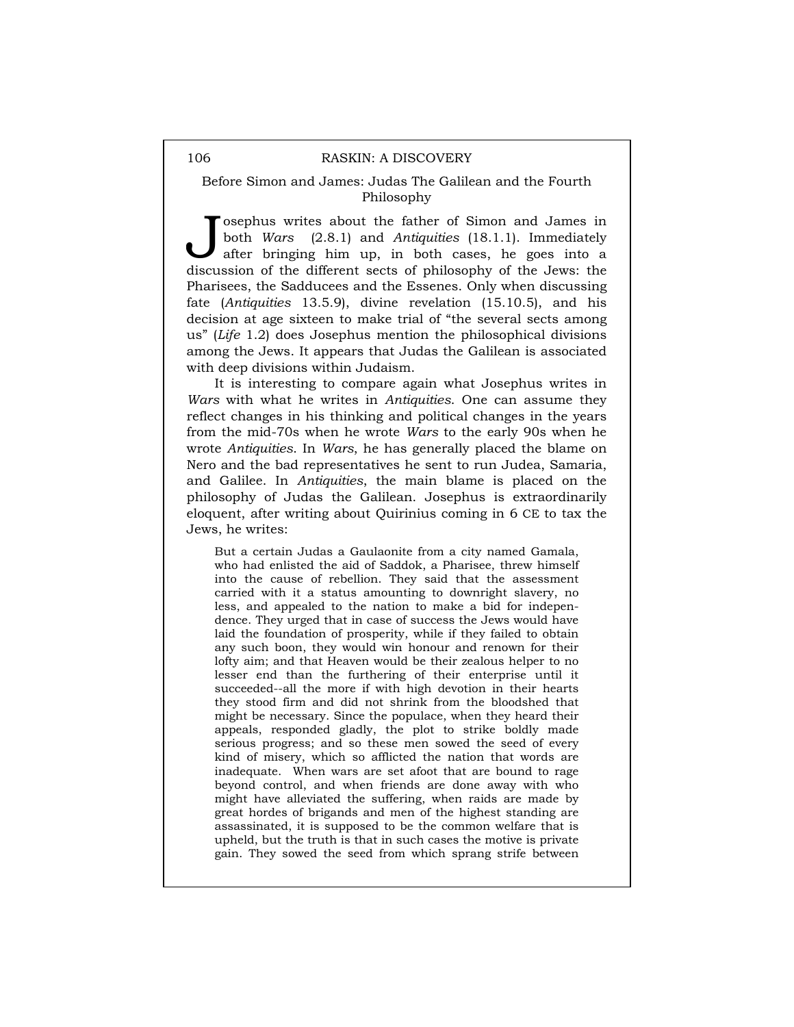## Before Simon and James: Judas The Galilean and the Fourth Philosophy

Josephus writes about the father of Simon and James in both *Wars* (2.8.1) and *Antiquities* (18.1.1). Immediately after bringing him up, in both cases, he goes into a discussion of the different sects of philosophy of the Jews: the Pharisees, the Sadducees and the Essenes. Only when discussing fate (*Antiquities* 13.5.9), divine revelation (15.10.5), and his decision at age sixteen to make trial of "the several sects among us" (*Life* 1.2) does Josephus mention the philosophical divisions among the Jews. It appears that Judas the Galilean is associated with deep divisions within Judaism.

It is interesting to compare again what Josephus writes in *Wars* with what he writes in *Antiquities*. One can assume they reflect changes in his thinking and political changes in the years from the mid-70s when he wrote *Wars* to the early 90s when he wrote *Antiquities*. In *Wars*, he has generally placed the blame on Nero and the bad representatives he sent to run Judea, Samaria, and Galilee. In *Antiquities*, the main blame is placed on the philosophy of Judas the Galilean. Josephus is extraordinarily eloquent, after writing about Quirinius coming in 6 CE to tax the Jews, he writes:

> But a certain Judas a Gaulaonite from a city named Gamala, who had enlisted the aid of Saddok, a Pharisee, threw himself into the cause of rebellion. They said that the assessment carried with it a status amounting to downright slavery, no less, and appealed to the nation to make a bid for independence. They urged that in case of success the Jews would have laid the foundation of prosperity, while if they failed to obtain any such boon, they would win honour and renown for their lofty aim; and that Heaven would be their zealous helper to no lesser end than the furthering of their enterprise until it succeeded--all the more if with high devotion in their hearts they stood firm and did not shrink from the bloodshed that might be necessary. Since the populace, when they heard their appeals, responded gladly, the plot to strike boldly made serious progress; and so these men sowed the seed of every kind of misery, which so afflicted the nation that words are inadequate. When wars are set afoot that are bound to rage beyond control, and when friends are done away with who might have alleviated the suffering, when raids are made by great hordes of brigands and men of the highest standing are assassinated, it is supposed to be the common welfare that is upheld, but the truth is that in such cases the motive is private gain. They sowed the seed from which sprang strife between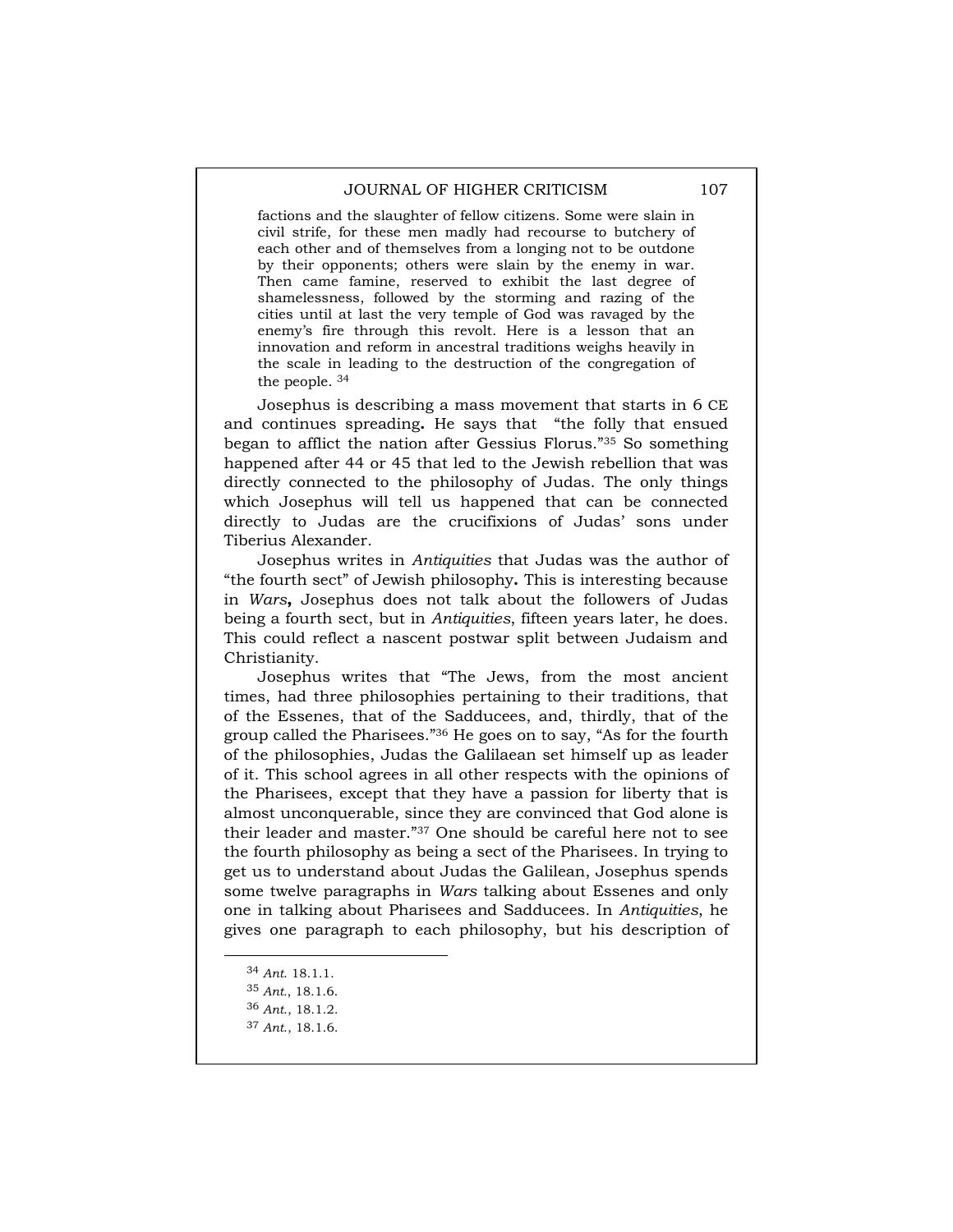> factions and the slaughter of fellow citizens. Some were slain in civil strife, for these men madly had recourse to butchery of each other and of themselves from a longing not to be outdone by their opponents; others were slain by the enemy in war. Then came famine, reserved to exhibit the last degree of shamelessness, followed by the storming and razing of the cities until at last the very temple of God was ravaged by the enemy's fire through this revolt. Here is a lesson that an innovation and reform in ancestral traditions weighs heavily in the scale in leading to the destruction of the congregation of the people. [34]

Josephus is describing a mass movement that starts in 6 CE and continues spreading**.** He says that "the folly that ensued began to afflict the nation after Gessius Florus."[35] So something happened after 44 or 45 that led to the Jewish rebellion that was directly connected to the philosophy of Judas. The only things which Josephus will tell us happened that can be connected directly to Judas are the crucifixions of Judas' sons under Tiberius Alexander.

Josephus writes in *Antiquities* that Judas was the author of "the fourth sect" of Jewish philosophy**.** This is interesting because in *Wars***,** Josephus does not talk about the followers of Judas being a fourth sect, but in *Antiquities*, fifteen years later, he does. This could reflect a nascent postwar split between Judaism and Christianity.

Josephus writes that "The Jews, from the most ancient times, had three philosophies pertaining to their traditions, that of the Essenes, that of the Sadducees, and, thirdly, that of the group called the Pharisees."[36] He goes on to say, "As for the fourth of the philosophies, Judas the Galilaean set himself up as leader of it. This school agrees in all other respects with the opinions of the Pharisees, except that they have a passion for liberty that is almost unconquerable, since they are convinced that God alone is their leader and master."[37] One should be careful here not to see the fourth philosophy as being a sect of the Pharisees. In trying to get us to understand about Judas the Galilean, Josephus spends some twelve paragraphs in *Wars* talking about Essenes and only one in talking about Pharisees and Sadducees. In *Antiquities*, he gives one paragraph to each philosophy, but his description of

---

[34] *Ant.* 18.1.1.

[35] *Ant.*, 18.1.6.

[36] *Ant.*, 18.1.2.

[37] *Ant.*, 18.1.6.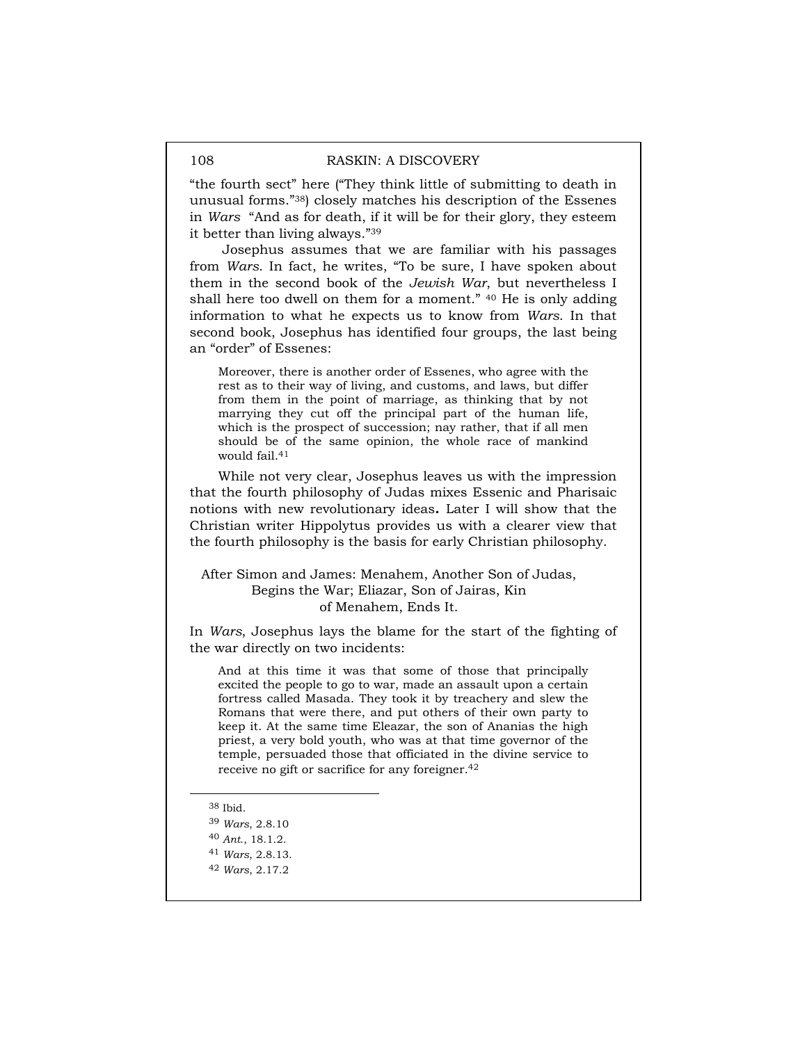"the fourth sect" here ("They think little of submitting to death in unusual forms."[38]) closely matches his description of the Essenes in *Wars* "And as for death, if it will be for their glory, they esteem it better than living always."[39]

Josephus assumes that we are familiar with his passages from *Wars*. In fact, he writes, "To be sure, I have spoken about them in the second book of the *Jewish War*, but nevertheless I shall here too dwell on them for a moment." [40] He is only adding information to what he expects us to know from *Wars*. In that second book, Josephus has identified four groups, the last being an "order" of Essenes:

> Moreover, there is another order of Essenes, who agree with the rest as to their way of living, and customs, and laws, but differ from them in the point of marriage, as thinking that by not marrying they cut off the principal part of the human life, which is the prospect of succession; nay rather, that if all men should be of the same opinion, the whole race of mankind would fail.[41]

While not very clear, Josephus leaves us with the impression that the fourth philosophy of Judas mixes Essenic and Pharisaic notions with new revolutionary ideas**.** Later I will show that the Christian writer Hippolytus provides us with a clearer view that the fourth philosophy is the basis for early Christian philosophy.

### After Simon and James: Menahem, Another Son of Judas, Begins the War; Eliazar, Son of Jairas, Kin of Menahem, Ends It.

In *Wars,* Josephus lays the blame for the start of the fighting of the war directly on two incidents:

> And at this time it was that some of those that principally excited the people to go to war, made an assault upon a certain fortress called Masada. They took it by treachery and slew the Romans that were there, and put others of their own party to keep it. At the same time Eleazar, the son of Ananias the high priest, a very bold youth, who was at that time governor of the temple, persuaded those that officiated in the divine service to receive no gift or sacrifice for any foreigner.[42]

---

[38] Ibid.

[39] *Wars*, 2.8.10

[40] *Ant.*, 18.1.2.

[41] *Wars*, 2.8.13.

[42] *Wars*, 2.17.2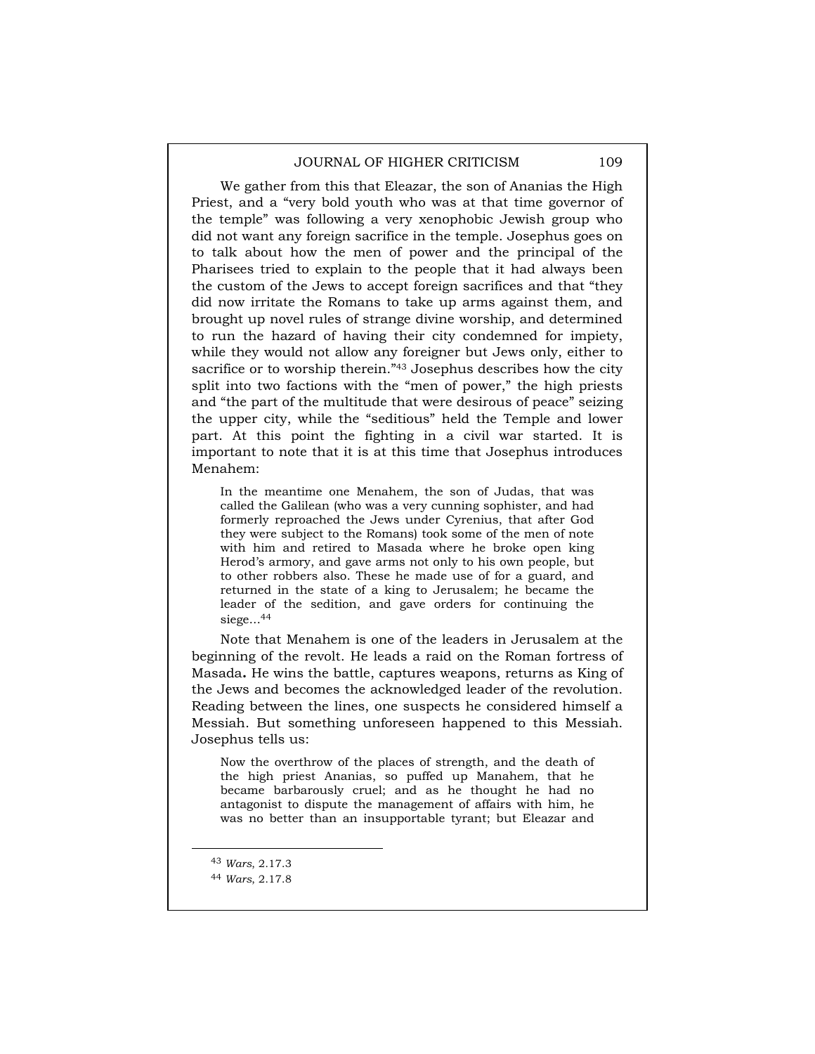We gather from this that Eleazar, the son of Ananias the High Priest, and a "very bold youth who was at that time governor of the temple" was following a very xenophobic Jewish group who did not want any foreign sacrifice in the temple. Josephus goes on to talk about how the men of power and the principal of the Pharisees tried to explain to the people that it had always been the custom of the Jews to accept foreign sacrifices and that "they did now irritate the Romans to take up arms against them, and brought up novel rules of strange divine worship, and determined to run the hazard of having their city condemned for impiety, while they would not allow any foreigner but Jews only, either to sacrifice or to worship therein."[43] Josephus describes how the city split into two factions with the "men of power," the high priests and "the part of the multitude that were desirous of peace" seizing the upper city, while the "seditious" held the Temple and lower part. At this point the fighting in a civil war started. It is important to note that it is at this time that Josephus introduces Menahem:

> In the meantime one Menahem, the son of Judas, that was called the Galilean (who was a very cunning sophister, and had formerly reproached the Jews under Cyrenius, that after God they were subject to the Romans) took some of the men of note with him and retired to Masada where he broke open king Herod's armory, and gave arms not only to his own people, but to other robbers also. These he made use of for a guard, and returned in the state of a king to Jerusalem; he became the leader of the sedition, and gave orders for continuing the siege...[44]

Note that Menahem is one of the leaders in Jerusalem at the beginning of the revolt. He leads a raid on the Roman fortress of Masada**.** He wins the battle, captures weapons, returns as King of the Jews and becomes the acknowledged leader of the revolution. Reading between the lines, one suspects he considered himself a Messiah. But something unforeseen happened to this Messiah. Josephus tells us:

> Now the overthrow of the places of strength, and the death of the high priest Ananias, so puffed up Manahem, that he became barbarously cruel; and as he thought he had no antagonist to dispute the management of affairs with him, he was no better than an insupportable tyrant; but Eleazar and

---

[43] *Wars*, 2.17.3

[44] *Wars*, 2.17.8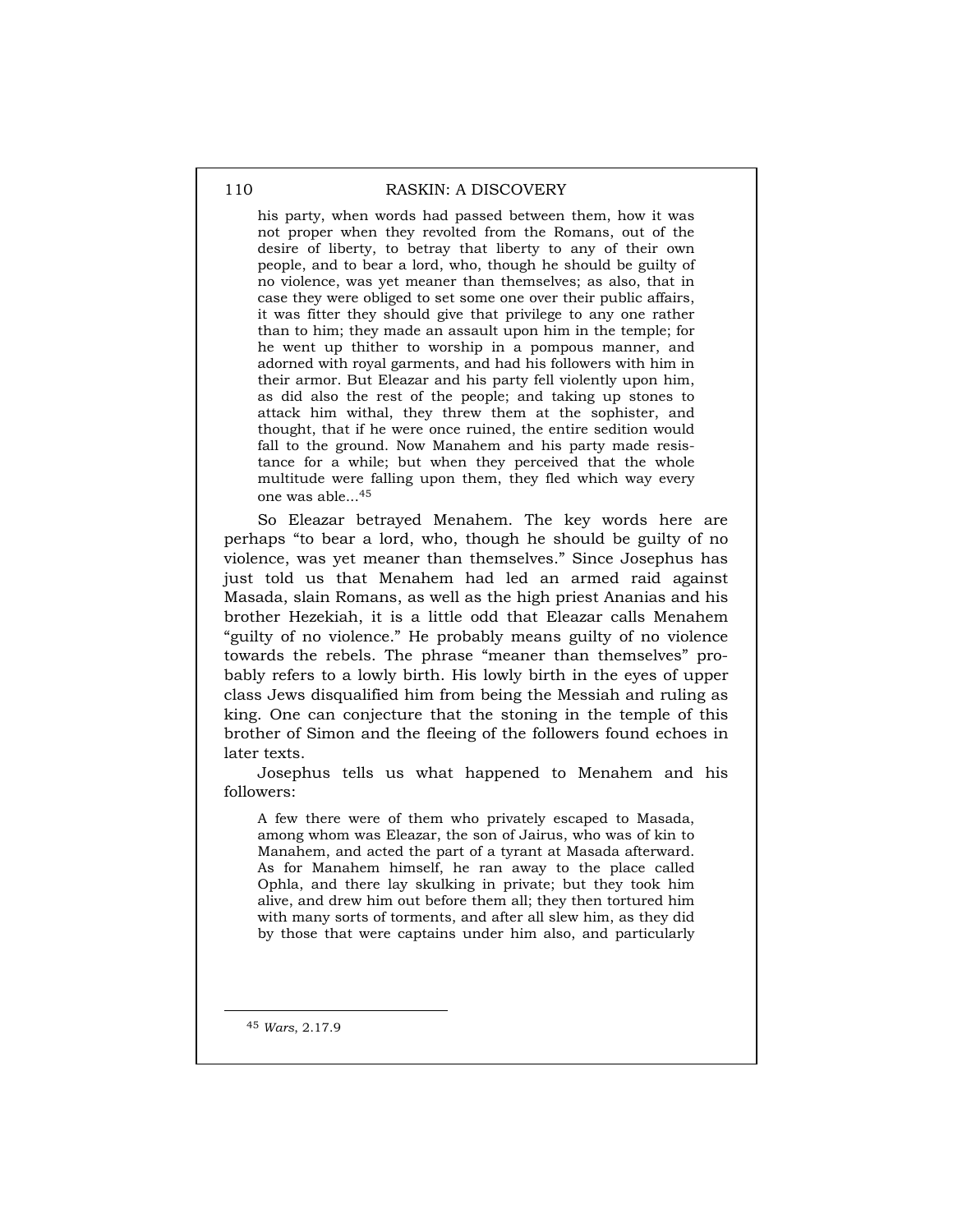> his party, when words had passed between them, how it was not proper when they revolted from the Romans, out of the desire of liberty, to betray that liberty to any of their own people, and to bear a lord, who, though he should be guilty of no violence, was yet meaner than themselves; as also, that in case they were obliged to set some one over their public affairs, it was fitter they should give that privilege to any one rather than to him; they made an assault upon him in the temple; for he went up thither to worship in a pompous manner, and adorned with royal garments, and had his followers with him in their armor. But Eleazar and his party fell violently upon him, as did also the rest of the people; and taking up stones to attack him withal, they threw them at the sophister, and thought, that if he were once ruined, the entire sedition would fall to the ground. Now Manahem and his party made resistance for a while; but when they perceived that the whole multitude were falling upon them, they fled which way every one was able...[45]

So Eleazar betrayed Menahem. The key words here are perhaps "to bear a lord, who, though he should be guilty of no violence, was yet meaner than themselves." Since Josephus has just told us that Menahem had led an armed raid against Masada, slain Romans, as well as the high priest Ananias and his brother Hezekiah, it is a little odd that Eleazar calls Menahem "guilty of no violence." He probably means guilty of no violence towards the rebels. The phrase "meaner than themselves" probably refers to a lowly birth. His lowly birth in the eyes of upper class Jews disqualified him from being the Messiah and ruling as king. One can conjecture that the stoning in the temple of this brother of Simon and the fleeing of the followers found echoes in later texts.

Josephus tells us what happened to Menahem and his followers:

> A few there were of them who privately escaped to Masada, among whom was Eleazar, the son of Jairus, who was of kin to Manahem, and acted the part of a tyrant at Masada afterward. As for Manahem himself, he ran away to the place called Ophla, and there lay skulking in private; but they took him alive, and drew him out before them all; they then tortured him with many sorts of torments, and after all slew him, as they did by those that were captains under him also, and particularly

---

[45] *Wars*, 2.17.9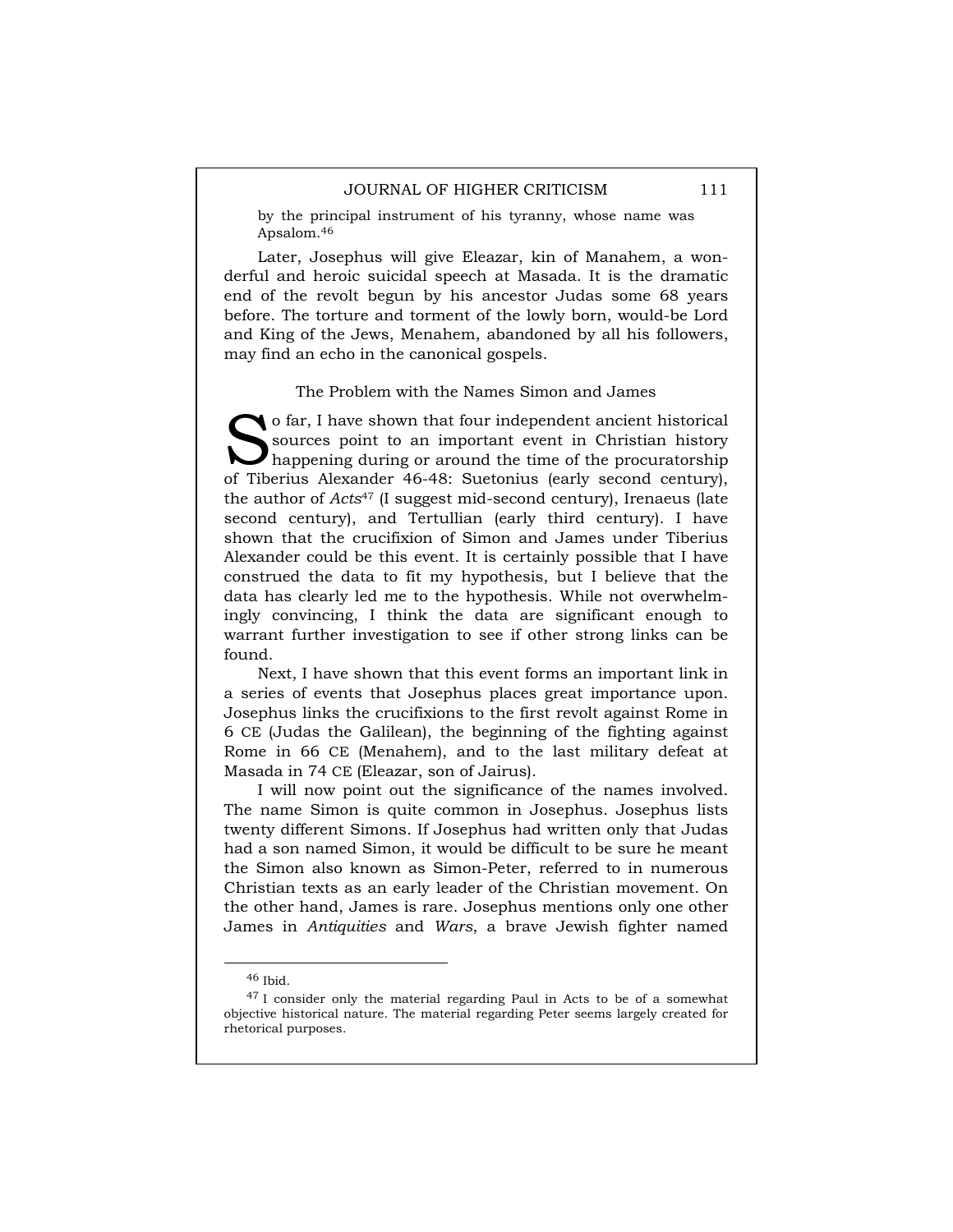by the principal instrument of his tyranny, whose name was Apsalom.[46]

Later, Josephus will give Eleazar, kin of Manahem, a wonderful and heroic suicidal speech at Masada. It is the dramatic end of the revolt begun by his ancestor Judas some 68 years before. The torture and torment of the lowly born, would-be Lord and King of the Jews, Menahem, abandoned by all his followers, may find an echo in the canonical gospels.

## The Problem with the Names Simon and James

So far, I have shown that four independent ancient historical sources point to an important event in Christian history happening during or around the time of the procuratorship of Tiberius Alexander 46-48: Suetonius (early second century), the author of *Acts*[47] (I suggest mid-second century), Irenaeus (late second century), and Tertullian (early third century). I have shown that the crucifixion of Simon and James under Tiberius Alexander could be this event. It is certainly possible that I have construed the data to fit my hypothesis, but I believe that the data has clearly led me to the hypothesis. While not overwhelmingly convincing, I think the data are significant enough to warrant further investigation to see if other strong links can be found.

Next, I have shown that this event forms an important link in a series of events that Josephus places great importance upon. Josephus links the crucifixions to the first revolt against Rome in 6 CE (Judas the Galilean), the beginning of the fighting against Rome in 66 CE (Menahem), and to the last military defeat at Masada in 74 CE (Eleazar, son of Jairus).

I will now point out the significance of the names involved. The name Simon is quite common in Josephus. Josephus lists twenty different Simons. If Josephus had written only that Judas had a son named Simon, it would be difficult to be sure he meant the Simon also known as Simon-Peter, referred to in numerous Christian texts as an early leader of the Christian movement. On the other hand, James is rare. Josephus mentions only one other James in *Antiquities* and *Wars*, a brave Jewish fighter named

---

[46] Ibid.

[47] I consider only the material regarding Paul in Acts to be of a somewhat objective historical nature. The material regarding Peter seems largely created for rhetorical purposes.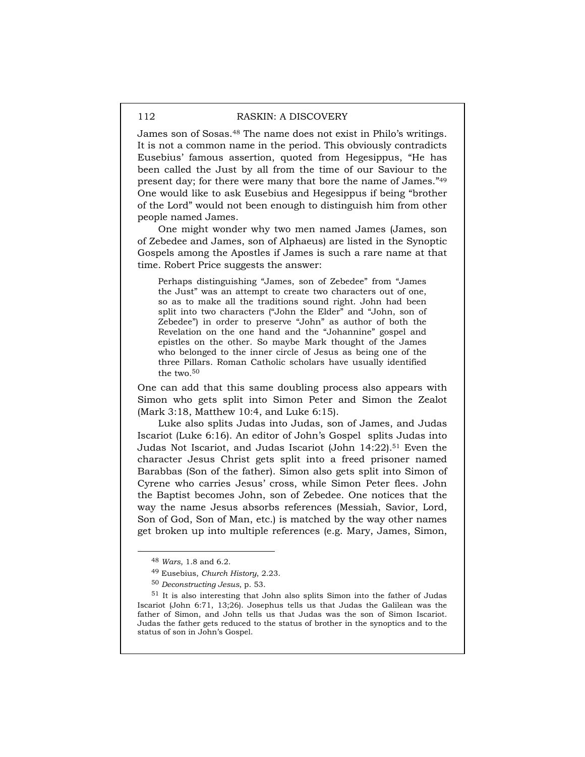James son of Sosas.[48] The name does not exist in Philo's writings. It is not a common name in the period. This obviously contradicts Eusebius' famous assertion, quoted from Hegesippus, "He has been called the Just by all from the time of our Saviour to the present day; for there were many that bore the name of James."[49] One would like to ask Eusebius and Hegesippus if being "brother of the Lord" would not been enough to distinguish him from other people named James.

One might wonder why two men named James (James, son of Zebedee and James, son of Alphaeus) are listed in the Synoptic Gospels among the Apostles if James is such a rare name at that time. Robert Price suggests the answer:

> Perhaps distinguishing "James, son of Zebedee" from "James the Just" was an attempt to create two characters out of one, so as to make all the traditions sound right. John had been split into two characters ("John the Elder" and "John, son of Zebedee") in order to preserve "John" as author of both the Revelation on the one hand and the "Johannine" gospel and epistles on the other. So maybe Mark thought of the James who belonged to the inner circle of Jesus as being one of the three Pillars. Roman Catholic scholars have usually identified the two.[50]

One can add that this same doubling process also appears with Simon who gets split into Simon Peter and Simon the Zealot (Mark 3:18, Matthew 10:4, and Luke 6:15).

Luke also splits Judas into Judas, son of James, and Judas Iscariot (Luke 6:16). An editor of John's Gospel splits Judas into Judas Not Iscariot, and Judas Iscariot (John 14:22).[51] Even the character Jesus Christ gets split into a freed prisoner named Barabbas (Son of the father). Simon also gets split into Simon of Cyrene who carries Jesus' cross, while Simon Peter flees. John the Baptist becomes John, son of Zebedee. One notices that the way the name Jesus absorbs references (Messiah, Savior, Lord, Son of God, Son of Man, etc.) is matched by the way other names get broken up into multiple references (e.g. Mary, James, Simon,

---

[48] *Wars,* 1.8 and 6.2.

[49] Eusebius, *Church History*, 2.23.

[50] *Deconstructing Jesus*, p. 53.

[51] It is also interesting that John also splits Simon into the father of Judas Iscariot (John 6:71, 13;26). Josephus tells us that Judas the Galilean was the father of Simon, and John tells us that Judas was the son of Simon Iscariot. Judas the father gets reduced to the status of brother in the synoptics and to the status of son in John's Gospel.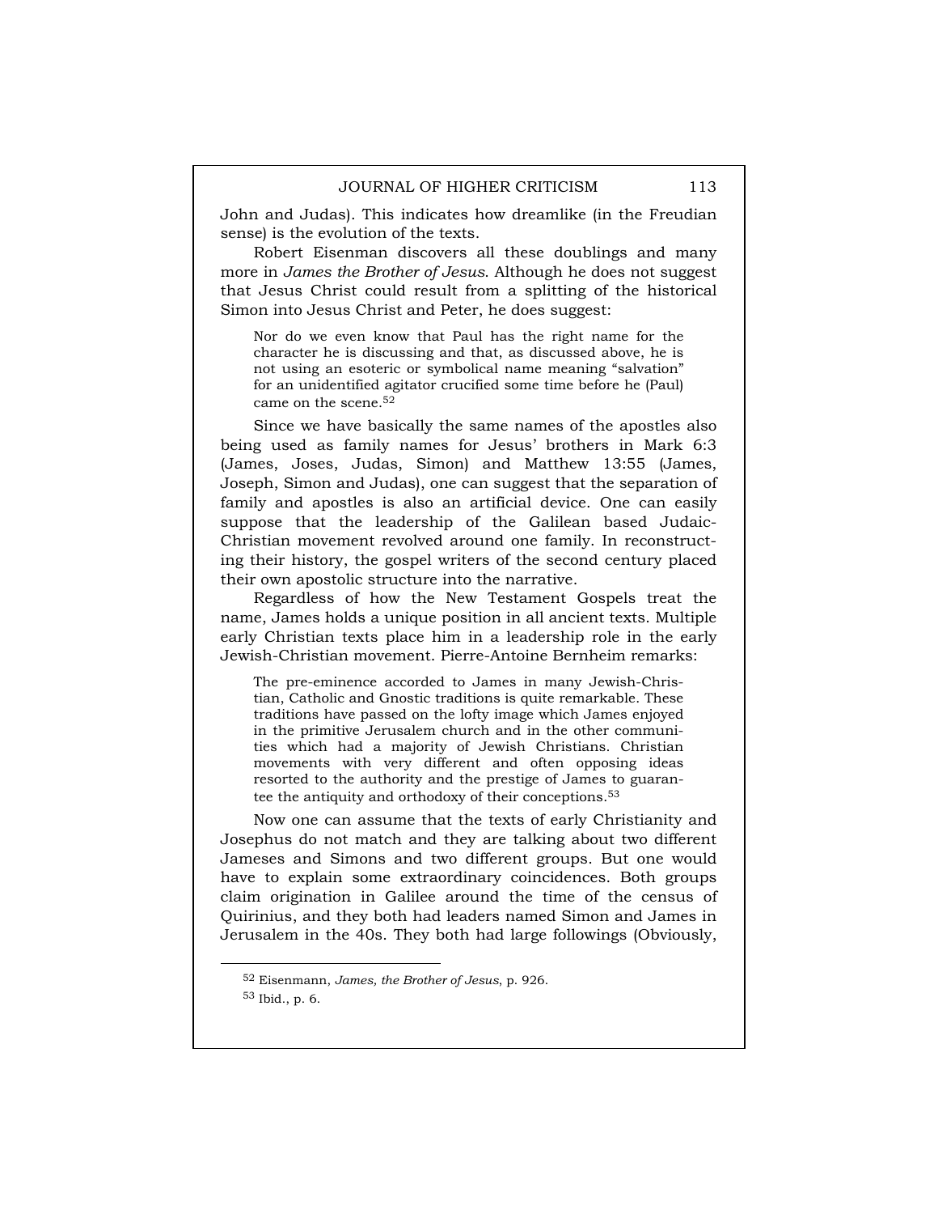John and Judas). This indicates how dreamlike (in the Freudian sense) is the evolution of the texts.

Robert Eisenman discovers all these doublings and many more in *James the Brother of Jesus*. Although he does not suggest that Jesus Christ could result from a splitting of the historical Simon into Jesus Christ and Peter, he does suggest:

> Nor do we even know that Paul has the right name for the character he is discussing and that, as discussed above, he is not using an esoteric or symbolical name meaning "salvation" for an unidentified agitator crucified some time before he (Paul) came on the scene.[52]

Since we have basically the same names of the apostles also being used as family names for Jesus' brothers in Mark 6:3 (James, Joses, Judas, Simon) and Matthew 13:55 (James, Joseph, Simon and Judas), one can suggest that the separation of family and apostles is also an artificial device. One can easily suppose that the leadership of the Galilean based Judaic-Christian movement revolved around one family. In reconstructing their history, the gospel writers of the second century placed their own apostolic structure into the narrative.

Regardless of how the New Testament Gospels treat the name, James holds a unique position in all ancient texts. Multiple early Christian texts place him in a leadership role in the early Jewish-Christian movement. Pierre-Antoine Bernheim remarks:

> The pre-eminence accorded to James in many Jewish-Christian, Catholic and Gnostic traditions is quite remarkable. These traditions have passed on the lofty image which James enjoyed in the primitive Jerusalem church and in the other communities which had a majority of Jewish Christians. Christian movements with very different and often opposing ideas resorted to the authority and the prestige of James to guarantee the antiquity and orthodoxy of their conceptions.[53]

Now one can assume that the texts of early Christianity and Josephus do not match and they are talking about two different Jameses and Simons and two different groups. But one would have to explain some extraordinary coincidences. Both groups claim origination in Galilee around the time of the census of Quirinius, and they both had leaders named Simon and James in Jerusalem in the 40s. They both had large followings (Obviously,

---

[52] Eisenmann, *James, the Brother of Jesus*, p. 926.

[53] Ibid., p. 6.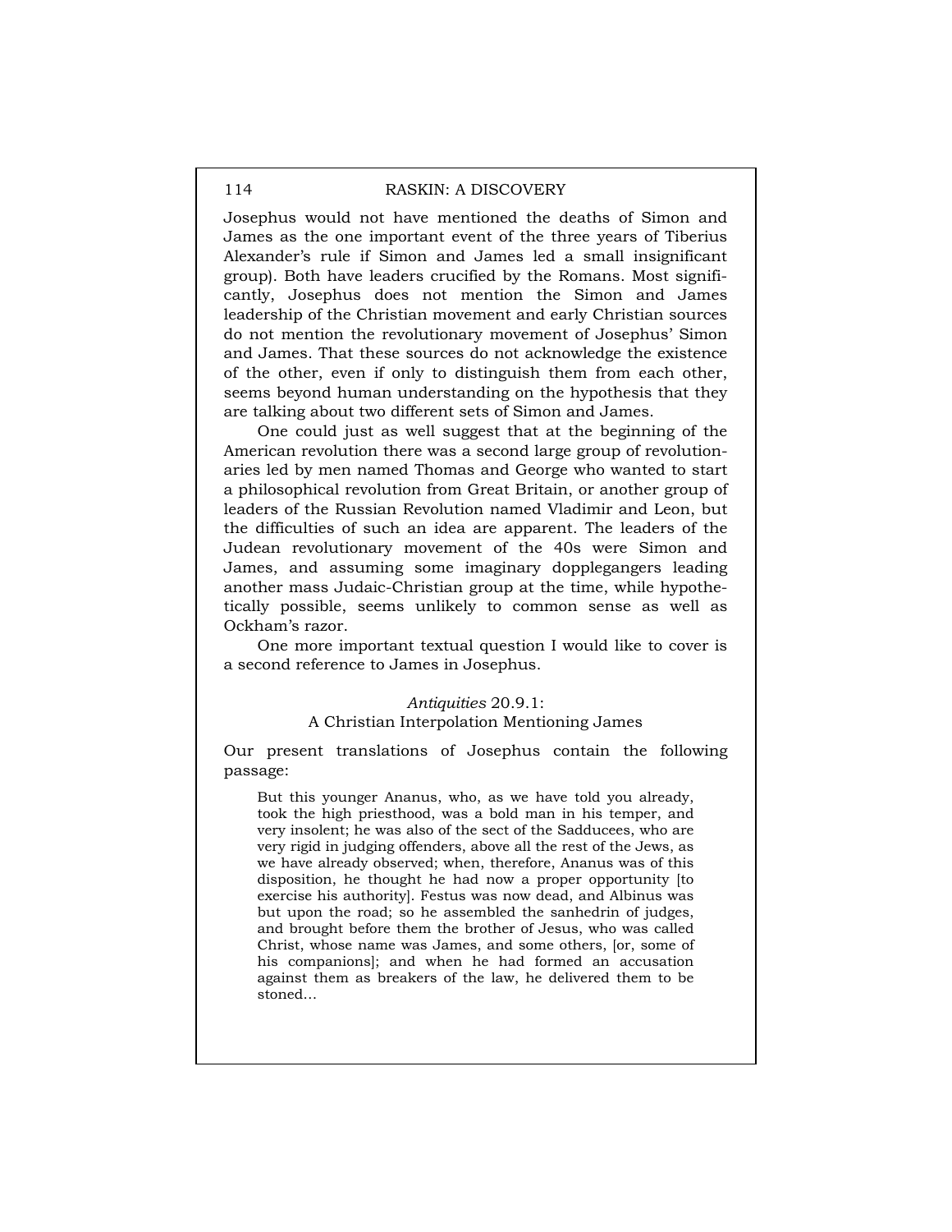Josephus would not have mentioned the deaths of Simon and James as the one important event of the three years of Tiberius Alexander's rule if Simon and James led a small insignificant group). Both have leaders crucified by the Romans. Most significantly, Josephus does not mention the Simon and James leadership of the Christian movement and early Christian sources do not mention the revolutionary movement of Josephus' Simon and James. That these sources do not acknowledge the existence of the other, even if only to distinguish them from each other, seems beyond human understanding on the hypothesis that they are talking about two different sets of Simon and James.

One could just as well suggest that at the beginning of the American revolution there was a second large group of revolutionaries led by men named Thomas and George who wanted to start a philosophical revolution from Great Britain, or another group of leaders of the Russian Revolution named Vladimir and Leon, but the difficulties of such an idea are apparent. The leaders of the Judean revolutionary movement of the 40s were Simon and James, and assuming some imaginary dopplegangers leading another mass Judaic-Christian group at the time, while hypothetically possible, seems unlikely to common sense as well as Ockham's razor.

One more important textual question I would like to cover is a second reference to James in Josephus.

### *Antiquities* 20.9.1: A Christian Interpolation Mentioning James

Our present translations of Josephus contain the following passage:

> But this younger Ananus, who, as we have told you already, took the high priesthood, was a bold man in his temper, and very insolent; he was also of the sect of the Sadducees, who are very rigid in judging offenders, above all the rest of the Jews, as we have already observed; when, therefore, Ananus was of this disposition, he thought he had now a proper opportunity [to exercise his authority]. Festus was now dead, and Albinus was but upon the road; so he assembled the sanhedrin of judges, and brought before them the brother of Jesus, who was called Christ, whose name was James, and some others, [or, some of his companions]; and when he had formed an accusation against them as breakers of the law, he delivered them to be stoned...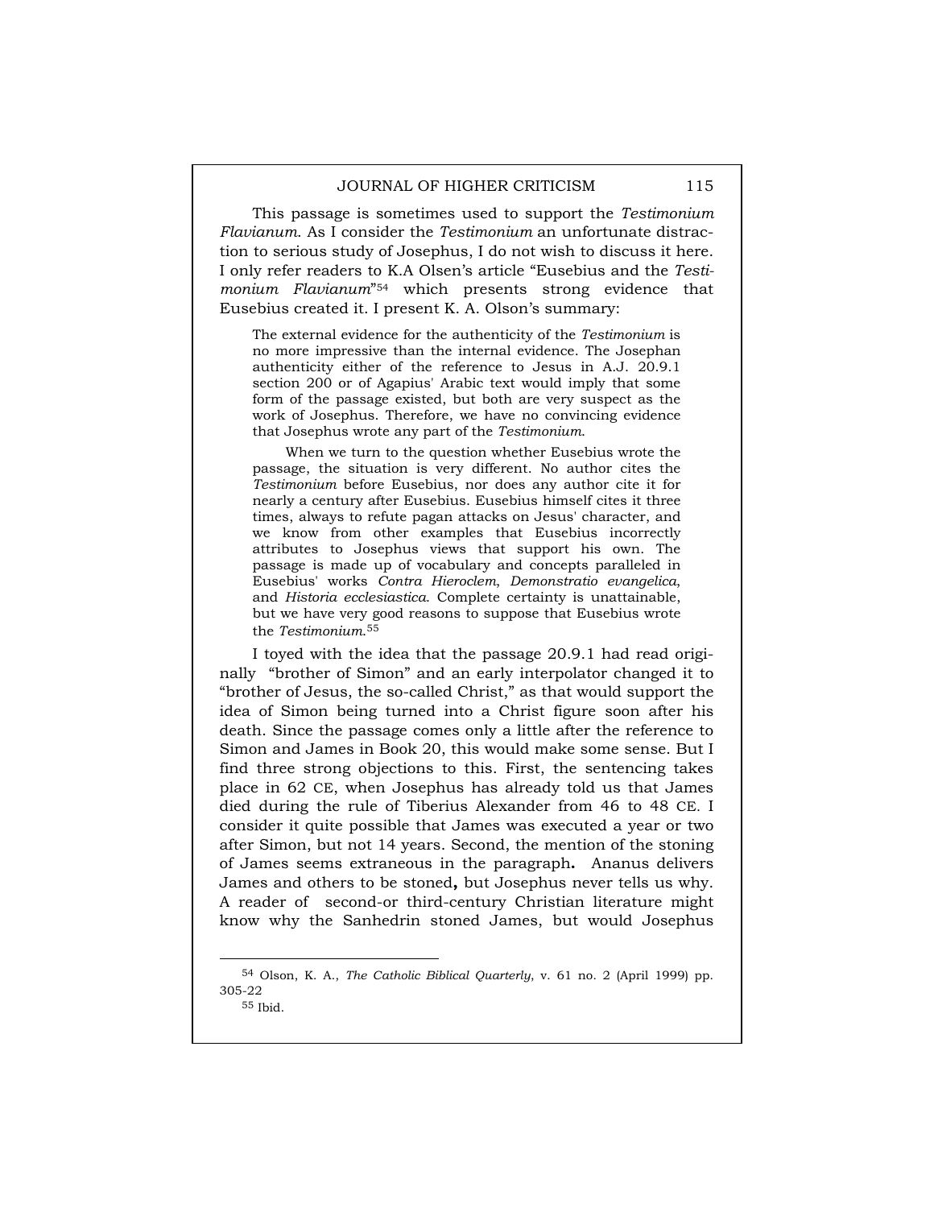This passage is sometimes used to support the *Testimonium Flavianum.* As I consider the *Testimonium* an unfortunate distraction to serious study of Josephus, I do not wish to discuss it here. I only refer readers to K.A Olsen's article "Eusebius and the *Testimonium Flavianum*"[54] which presents strong evidence that Eusebius created it. I present K. A. Olson's summary:

> The external evidence for the authenticity of the *Testimonium* is no more impressive than the internal evidence. The Josephan authenticity either of the reference to Jesus in A.J. 20.9.1 section 200 or of Agapius' Arabic text would imply that some form of the passage existed, but both are very suspect as the work of Josephus. Therefore, we have no convincing evidence that Josephus wrote any part of the *Testimonium*.
>
> When we turn to the question whether Eusebius wrote the passage, the situation is very different. No author cites the *Testimonium* before Eusebius, nor does any author cite it for nearly a century after Eusebius. Eusebius himself cites it three times, always to refute pagan attacks on Jesus' character, and we know from other examples that Eusebius incorrectly attributes to Josephus views that support his own. The passage is made up of vocabulary and concepts paralleled in Eusebius' works *Contra Hieroclem*, *Demonstratio evangelica*, and *Historia ecclesiastica*. Complete certainty is unattainable, but we have very good reasons to suppose that Eusebius wrote the *Testimonium*.[55]

I toyed with the idea that the passage 20.9.1 had read originally "brother of Simon" and an early interpolator changed it to "brother of Jesus, the so-called Christ," as that would support the idea of Simon being turned into a Christ figure soon after his death. Since the passage comes only a little after the reference to Simon and James in Book 20, this would make some sense. But I find three strong objections to this. First, the sentencing takes place in 62 CE, when Josephus has already told us that James died during the rule of Tiberius Alexander from 46 to 48 CE. I consider it quite possible that James was executed a year or two after Simon, but not 14 years. Second, the mention of the stoning of James seems extraneous in the paragraph. Ananus delivers James and others to be stoned, but Josephus never tells us why. A reader of second-or third-century Christian literature might know why the Sanhedrin stoned James, but would Josephus

---

[54] Olson, K. A., *The Catholic Biblical Quarterly*, v. 61 no. 2 (April 1999) pp. 305-22

[55] Ibid.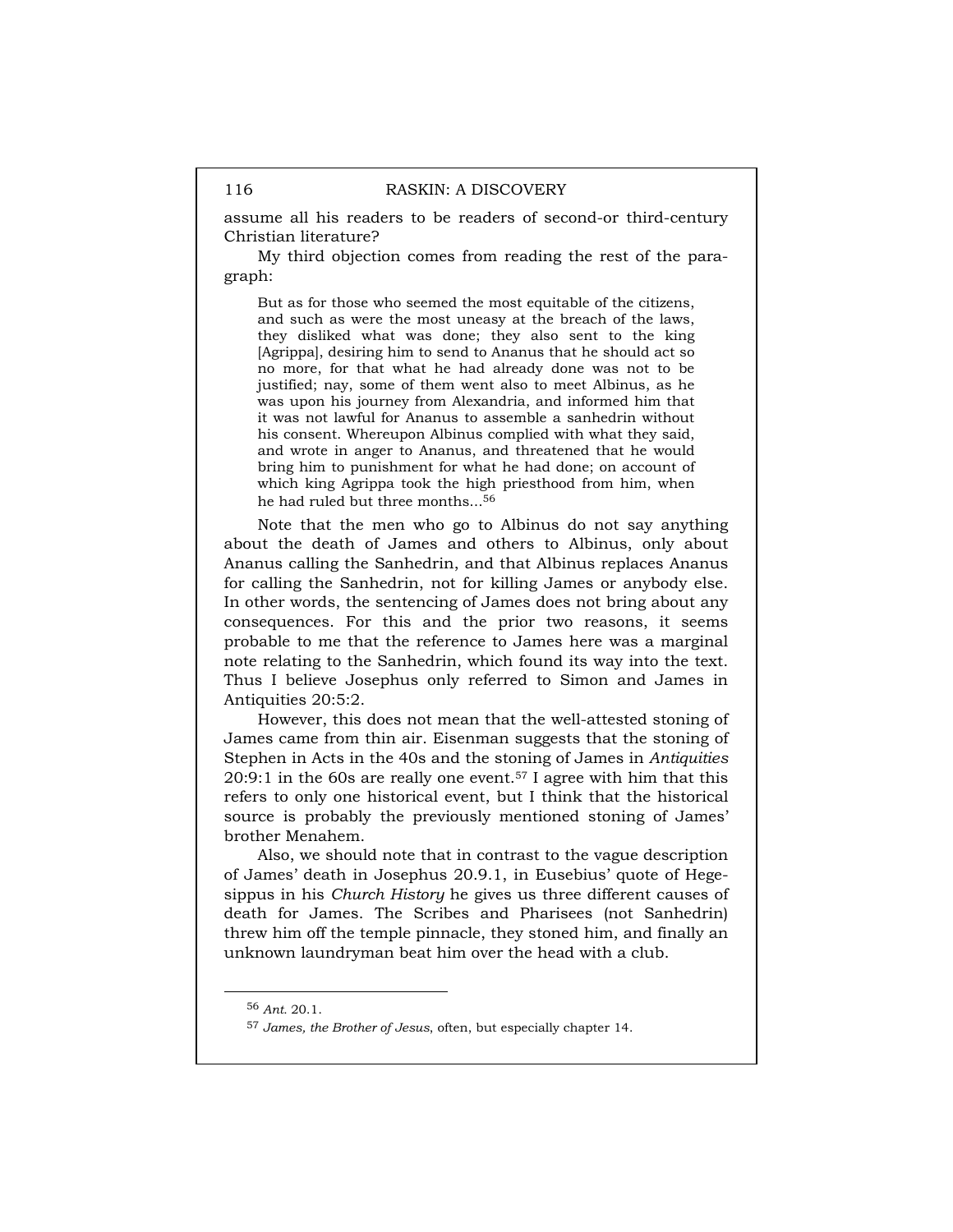assume all his readers to be readers of second-or third-century Christian literature?

My third objection comes from reading the rest of the paragraph:

> But as for those who seemed the most equitable of the citizens, and such as were the most uneasy at the breach of the laws, they disliked what was done; they also sent to the king [Agrippa], desiring him to send to Ananus that he should act so no more, for that what he had already done was not to be justified; nay, some of them went also to meet Albinus, as he was upon his journey from Alexandria, and informed him that it was not lawful for Ananus to assemble a sanhedrin without his consent. Whereupon Albinus complied with what they said, and wrote in anger to Ananus, and threatened that he would bring him to punishment for what he had done; on account of which king Agrippa took the high priesthood from him, when he had ruled but three months...[56]

Note that the men who go to Albinus do not say anything about the death of James and others to Albinus, only about Ananus calling the Sanhedrin, and that Albinus replaces Ananus for calling the Sanhedrin, not for killing James or anybody else. In other words, the sentencing of James does not bring about any consequences. For this and the prior two reasons, it seems probable to me that the reference to James here was a marginal note relating to the Sanhedrin, which found its way into the text. Thus I believe Josephus only referred to Simon and James in Antiquities 20:5:2.

However, this does not mean that the well-attested stoning of James came from thin air. Eisenman suggests that the stoning of Stephen in Acts in the 40s and the stoning of James in *Antiquities* 20:9:1 in the 60s are really one event.[57] I agree with him that this refers to only one historical event, but I think that the historical source is probably the previously mentioned stoning of James' brother Menahem.

Also, we should note that in contrast to the vague description of James' death in Josephus 20.9.1, in Eusebius' quote of Hegesippus in his *Church History* he gives us three different causes of death for James. The Scribes and Pharisees (not Sanhedrin) threw him off the temple pinnacle, they stoned him, and finally an unknown laundryman beat him over the head with a club.

---

[56] *Ant.* 20.1.

[57] *James, the Brother of Jesus*, often, but especially chapter 14.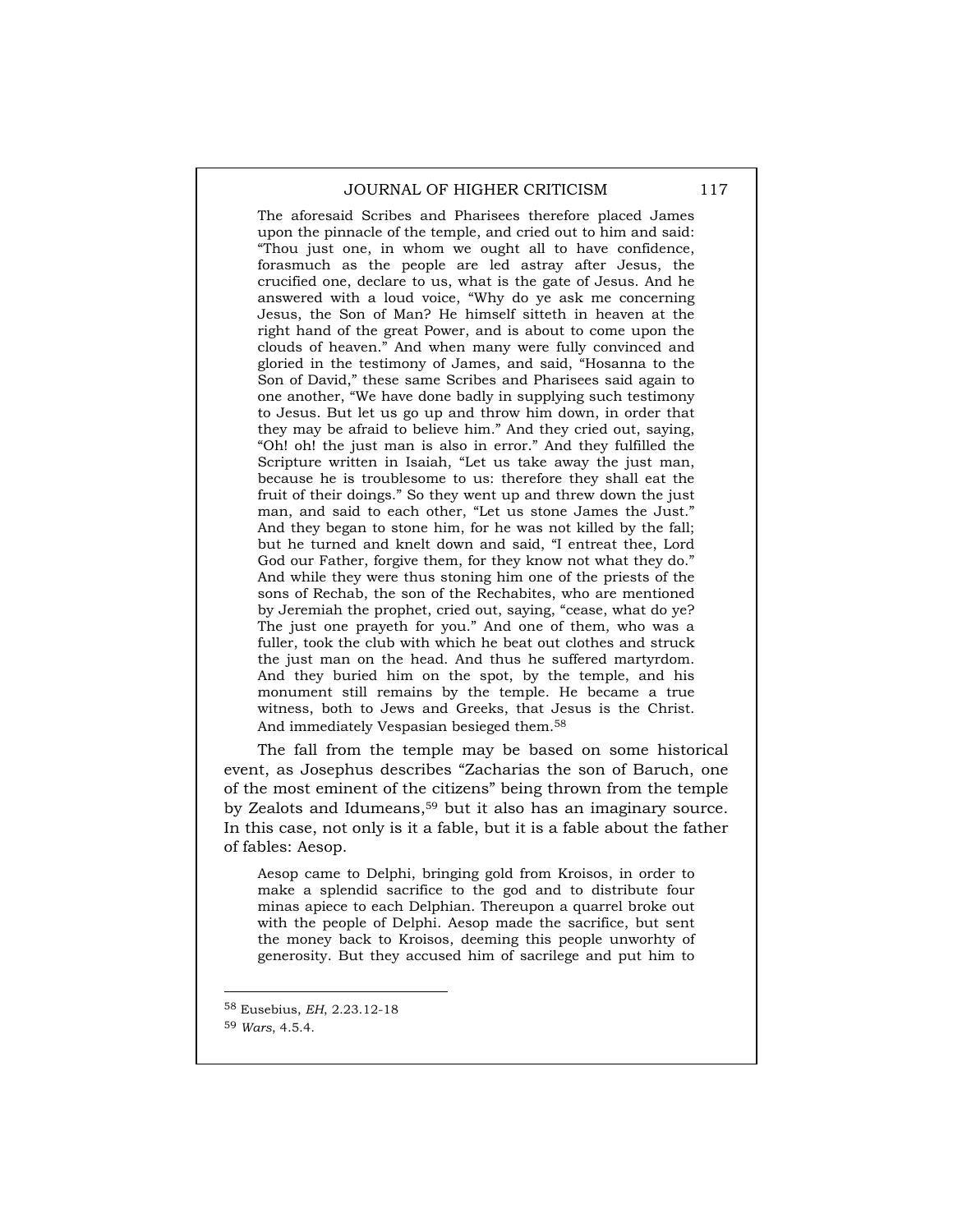> The aforesaid Scribes and Pharisees therefore placed James upon the pinnacle of the temple, and cried out to him and said: "Thou just one, in whom we ought all to have confidence, forasmuch as the people are led astray after Jesus, the crucified one, declare to us, what is the gate of Jesus. And he answered with a loud voice, "Why do ye ask me concerning Jesus, the Son of Man? He himself sitteth in heaven at the right hand of the great Power, and is about to come upon the clouds of heaven." And when many were fully convinced and gloried in the testimony of James, and said, "Hosanna to the Son of David," these same Scribes and Pharisees said again to one another, "We have done badly in supplying such testimony to Jesus. But let us go up and throw him down, in order that they may be afraid to believe him." And they cried out, saying, "Oh! oh! the just man is also in error." And they fulfilled the Scripture written in Isaiah, "Let us take away the just man, because he is troublesome to us: therefore they shall eat the fruit of their doings." So they went up and threw down the just man, and said to each other, "Let us stone James the Just." And they began to stone him, for he was not killed by the fall; but he turned and knelt down and said, "I entreat thee, Lord God our Father, forgive them, for they know not what they do." And while they were thus stoning him one of the priests of the sons of Rechab, the son of the Rechabites, who are mentioned by Jeremiah the prophet, cried out, saying, "cease, what do ye? The just one prayeth for you." And one of them, who was a fuller, took the club with which he beat out clothes and struck the just man on the head. And thus he suffered martyrdom. And they buried him on the spot, by the temple, and his monument still remains by the temple. He became a true witness, both to Jews and Greeks, that Jesus is the Christ. And immediately Vespasian besieged them.[58]

The fall from the temple may be based on some historical event, as Josephus describes "Zacharias the son of Baruch, one of the most eminent of the citizens" being thrown from the temple by Zealots and Idumeans,[59] but it also has an imaginary source. In this case, not only is it a fable, but it is a fable about the father of fables: Aesop.

> Aesop came to Delphi, bringing gold from Kroisos, in order to make a splendid sacrifice to the god and to distribute four minas apiece to each Delphian. Thereupon a quarrel broke out with the people of Delphi. Aesop made the sacrifice, but sent the money back to Kroisos, deeming this people unworhty of generosity. But they accused him of sacrilege and put him to

---

[58] Eusebius, *EH*, 2.23.12-18

[59] *Wars*, 4.5.4.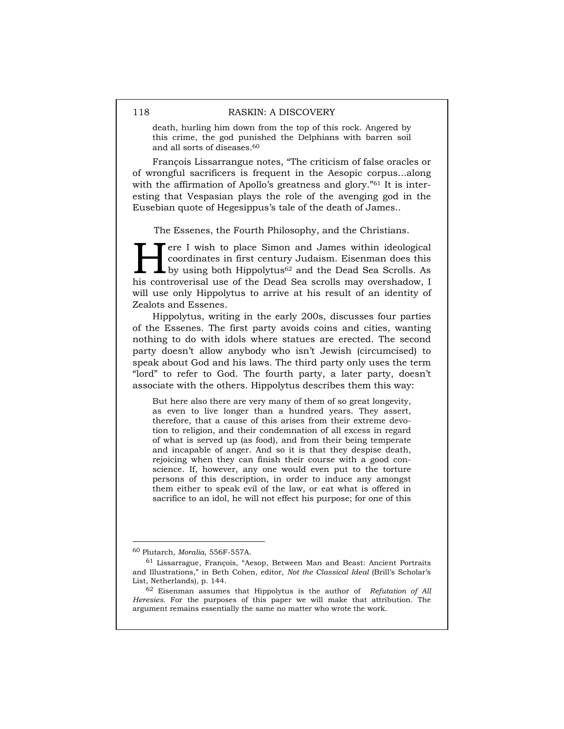death, hurling him down from the top of this rock. Angered by this crime, the god punished the Delphians with barren soil and all sorts of diseases.[60]

François Lissarrangue notes, "The criticism of false oracles or of wrongful sacrificers is frequent in the Aesopic corpus...along with the affirmation of Apollo's greatness and glory."[61] It is interesting that Vespasian plays the role of the avenging god in the Eusebian quote of Hegesippus's tale of the death of James..

## The Essenes, the Fourth Philosophy, and the Christians.

Here I wish to place Simon and James within ideological coordinates in first century Judaism. Eisenman does this by using both Hippolytus[62] and the Dead Sea Scrolls. As his controverisal use of the Dead Sea scrolls may overshadow, I will use only Hippolytus to arrive at his result of an identity of Zealots and Essenes.

Hippolytus, writing in the early 200s, discusses four parties of the Essenes. The first party avoids coins and cities, wanting nothing to do with idols where statues are erected. The second party doesn't allow anybody who isn't Jewish (circumcised) to speak about God and his laws. The third party only uses the term "lord" to refer to God. The fourth party, a later party, doesn't associate with the others. Hippolytus describes them this way:

> But here also there are very many of them of so great longevity, as even to live longer than a hundred years. They assert, therefore, that a cause of this arises from their extreme devotion to religion, and their condemnation of all excess in regard of what is served up (as food), and from their being temperate and incapable of anger. And so it is that they despise death, rejoicing when they can finish their course with a good conscience. If, however, any one would even put to the torture persons of this description, in order to induce any amongst them either to speak evil of the law, or eat what is offered in sacrifice to an idol, he will not effect his purpose; for one of this

---

[60] Plutarch, *Moralia*, 556F-557A.

[61] Lissarrague, François, "Aesop, Between Man and Beast: Ancient Portraits and Illustrations," in Beth Cohen, editor, *Not the Classical Ideal* (Brill's Scholar's List, Netherlands), p. 144.

[62] Eisenman assumes that Hippolytus is the author of *Refutation of All Heresies*. For the purposes of this paper we will make that attribution. The argument remains essentially the same no matter who wrote the work.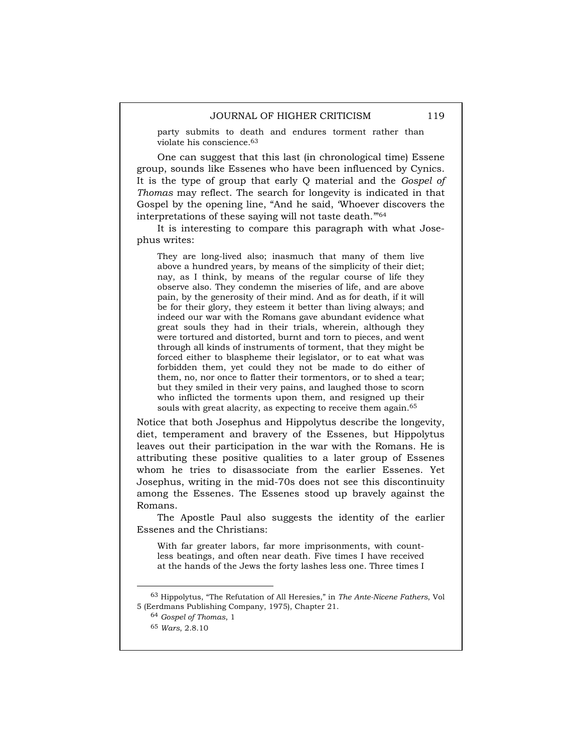> party submits to death and endures torment rather than violate his conscience.[63]

One can suggest that this last (in chronological time) Essene group, sounds like Essenes who have been influenced by Cynics. It is the type of group that early Q material and the *Gospel of Thomas* may reflect. The search for longevity is indicated in that Gospel by the opening line, "And he said, 'Whoever discovers the interpretations of these saying will not taste death.'"[64]

It is interesting to compare this paragraph with what Josephus writes:

> They are long-lived also; inasmuch that many of them live above a hundred years, by means of the simplicity of their diet; nay, as I think, by means of the regular course of life they observe also. They condemn the miseries of life, and are above pain, by the generosity of their mind. And as for death, if it will be for their glory, they esteem it better than living always; and indeed our war with the Romans gave abundant evidence what great souls they had in their trials, wherein, although they were tortured and distorted, burnt and torn to pieces, and went through all kinds of instruments of torment, that they might be forced either to blaspheme their legislator, or to eat what was forbidden them, yet could they not be made to do either of them, no, nor once to flatter their tormentors, or to shed a tear; but they smiled in their very pains, and laughed those to scorn who inflicted the torments upon them, and resigned up their souls with great alacrity, as expecting to receive them again.[65]

Notice that both Josephus and Hippolytus describe the longevity, diet, temperament and bravery of the Essenes, but Hippolytus leaves out their participation in the war with the Romans. He is attributing these positive qualities to a later group of Essenes whom he tries to disassociate from the earlier Essenes. Yet Josephus, writing in the mid-70s does not see this discontinuity among the Essenes. The Essenes stood up bravely against the Romans.

The Apostle Paul also suggests the identity of the earlier Essenes and the Christians:

> With far greater labors, far more imprisonments, with countless beatings, and often near death. Five times I have received at the hands of the Jews the forty lashes less one. Three times I

---

[63] Hippolytus, "The Refutation of All Heresies," in *The Ante-Nicene Fathers*, Vol 5 (Eerdmans Publishing Company, 1975), Chapter 21.

[64] *Gospel of Thomas*, 1

[65] *Wars*, 2.8.10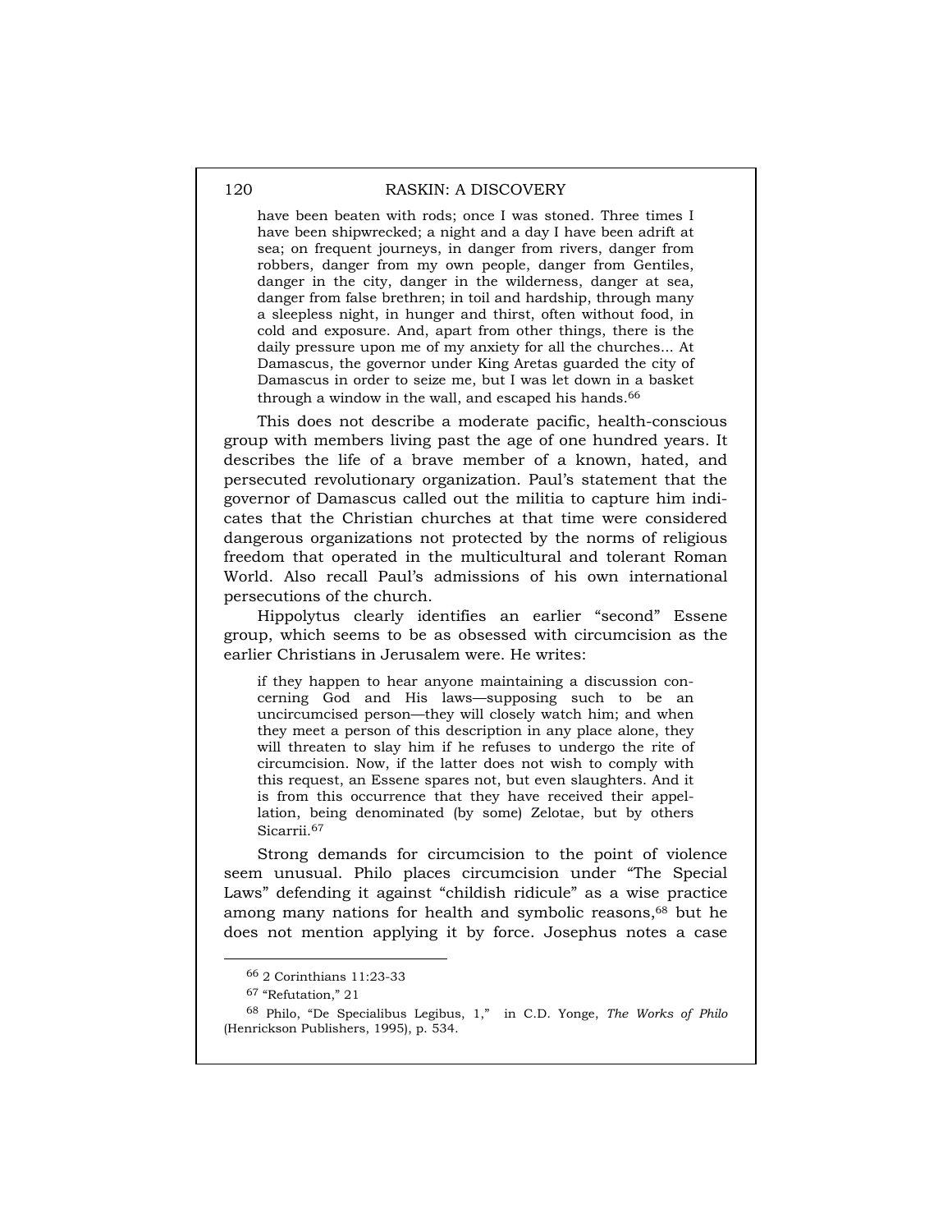> have been beaten with rods; once I was stoned. Three times I have been shipwrecked; a night and a day I have been adrift at sea; on frequent journeys, in danger from rivers, danger from robbers, danger from my own people, danger from Gentiles, danger in the city, danger in the wilderness, danger at sea, danger from false brethren; in toil and hardship, through many a sleepless night, in hunger and thirst, often without food, in cold and exposure. And, apart from other things, there is the daily pressure upon me of my anxiety for all the churches... At Damascus, the governor under King Aretas guarded the city of Damascus in order to seize me, but I was let down in a basket through a window in the wall, and escaped his hands.[66]

This does not describe a moderate pacific, health-conscious group with members living past the age of one hundred years. It describes the life of a brave member of a known, hated, and persecuted revolutionary organization. Paul's statement that the governor of Damascus called out the militia to capture him indicates that the Christian churches at that time were considered dangerous organizations not protected by the norms of religious freedom that operated in the multicultural and tolerant Roman World. Also recall Paul's admissions of his own international persecutions of the church.

Hippolytus clearly identifies an earlier "second" Essene group, which seems to be as obsessed with circumcision as the earlier Christians in Jerusalem were. He writes:

> if they happen to hear anyone maintaining a discussion concerning God and His laws—supposing such to be an uncircumcised person—they will closely watch him; and when they meet a person of this description in any place alone, they will threaten to slay him if he refuses to undergo the rite of circumcision. Now, if the latter does not wish to comply with this request, an Essene spares not, but even slaughters. And it is from this occurrence that they have received their appellation, being denominated (by some) Zelotae, but by others Sicarrii.[67]

Strong demands for circumcision to the point of violence seem unusual. Philo places circumcision under "The Special Laws" defending it against "childish ridicule" as a wise practice among many nations for health and symbolic reasons,[68] but he does not mention applying it by force. Josephus notes a case

---

[66] 2 Corinthians 11:23-33

[67] "Refutation," 21

[68] Philo, "De Specialibus Legibus, 1," in C.D. Yonge, *The Works of Philo* (Henrickson Publishers, 1995), p. 534.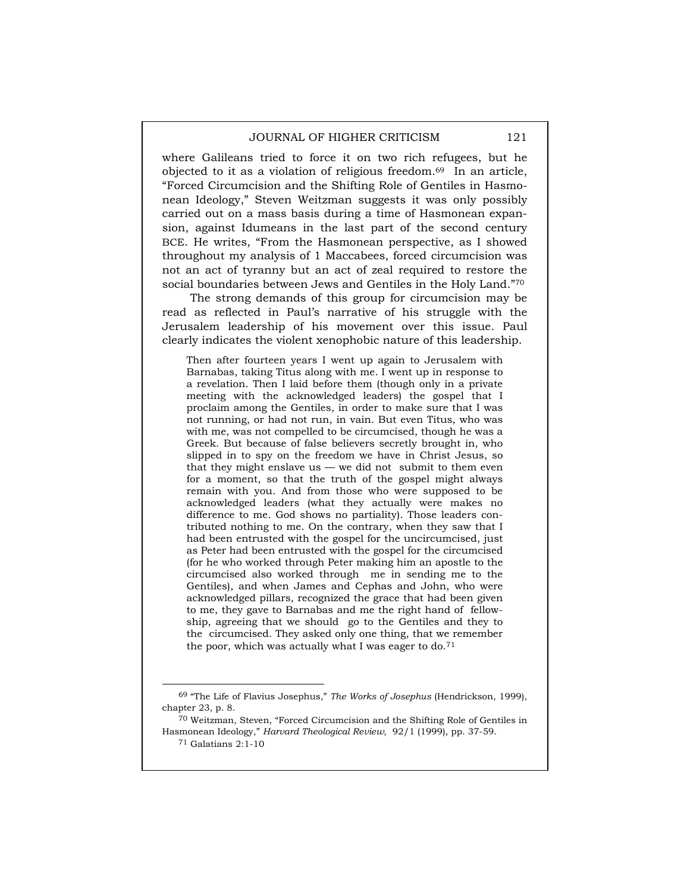where Galileans tried to force it on two rich refugees, but he objected to it as a violation of religious freedom.[69] In an article, "Forced Circumcision and the Shifting Role of Gentiles in Hasmonean Ideology," Steven Weitzman suggests it was only possibly carried out on a mass basis during a time of Hasmonean expansion, against Idumeans in the last part of the second century BCE. He writes, "From the Hasmonean perspective, as I showed throughout my analysis of 1 Maccabees, forced circumcision was not an act of tyranny but an act of zeal required to restore the social boundaries between Jews and Gentiles in the Holy Land."[70]

The strong demands of this group for circumcision may be read as reflected in Paul's narrative of his struggle with the Jerusalem leadership of his movement over this issue. Paul clearly indicates the violent xenophobic nature of this leadership.

> Then after fourteen years I went up again to Jerusalem with Barnabas, taking Titus along with me. I went up in response to a revelation. Then I laid before them (though only in a private meeting with the acknowledged leaders) the gospel that I proclaim among the Gentiles, in order to make sure that I was not running, or had not run, in vain. But even Titus, who was with me, was not compelled to be circumcised, though he was a Greek. But because of false believers secretly brought in, who slipped in to spy on the freedom we have in Christ Jesus, so that they might enslave us — we did not submit to them even for a moment, so that the truth of the gospel might always remain with you. And from those who were supposed to be acknowledged leaders (what they actually were makes no difference to me. God shows no partiality). Those leaders contributed nothing to me. On the contrary, when they saw that I had been entrusted with the gospel for the uncircumcised, just as Peter had been entrusted with the gospel for the circumcised (for he who worked through Peter making him an apostle to the circumcised also worked through me in sending me to the Gentiles), and when James and Cephas and John, who were acknowledged pillars, recognized the grace that had been given to me, they gave to Barnabas and me the right hand of fellowship, agreeing that we should go to the Gentiles and they to the circumcised. They asked only one thing, that we remember the poor, which was actually what I was eager to do.[71]

---

[69] "The Life of Flavius Josephus," *The Works of Josephus* (Hendrickson, 1999), chapter 23, p. 8.

[70] Weitzman, Steven, "Forced Circumcision and the Shifting Role of Gentiles in Hasmonean Ideology," *Harvard Theological Review*, 92/1 (1999), pp. 37-59.

[71] Galatians 2:1-10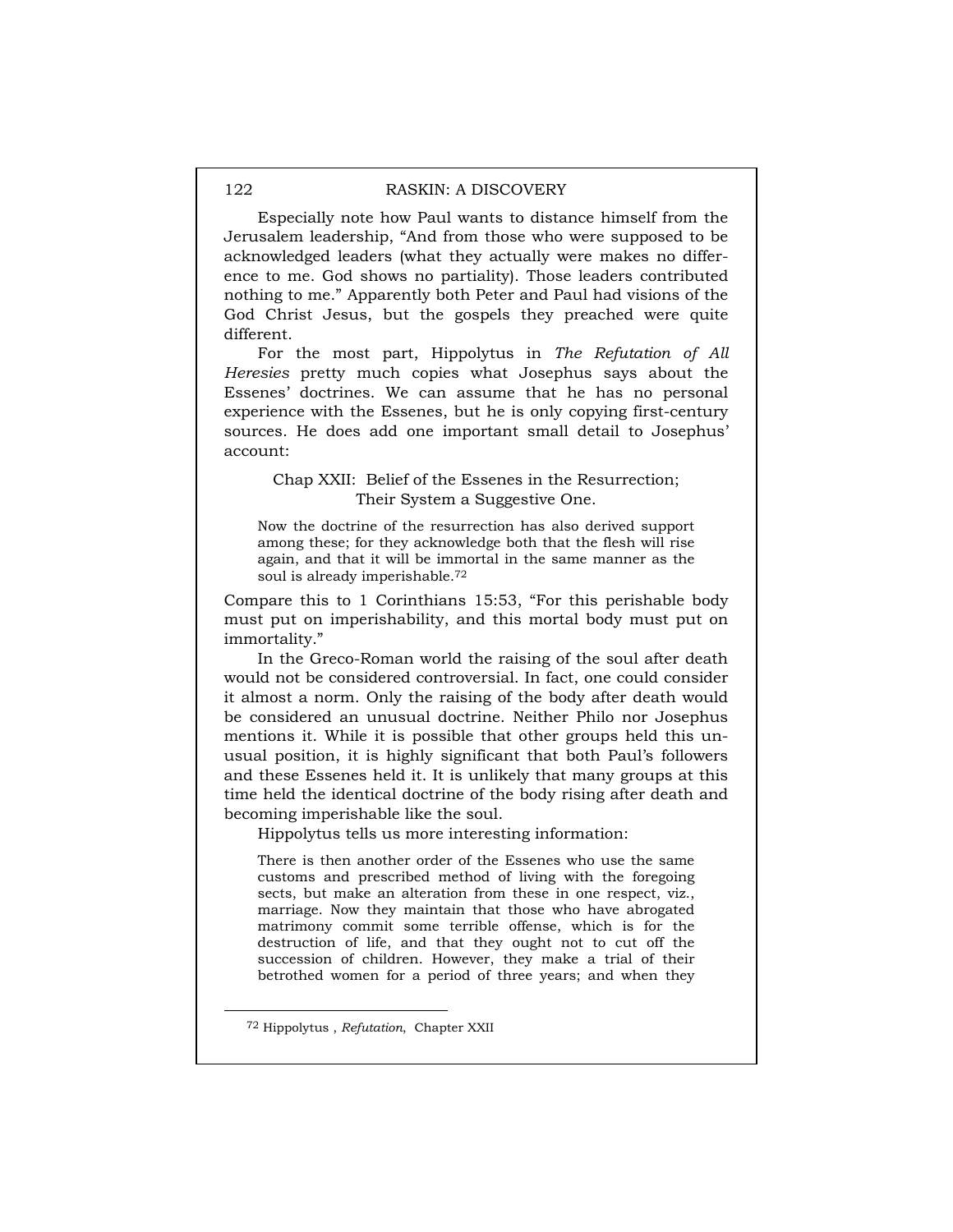Especially note how Paul wants to distance himself from the Jerusalem leadership, "And from those who were supposed to be acknowledged leaders (what they actually were makes no difference to me. God shows no partiality). Those leaders contributed nothing to me." Apparently both Peter and Paul had visions of the God Christ Jesus, but the gospels they preached were quite different.

For the most part, Hippolytus in *The Refutation of All Heresies* pretty much copies what Josephus says about the Essenes' doctrines. We can assume that he has no personal experience with the Essenes, but he is only copying first-century sources. He does add one important small detail to Josephus' account:

> Chap XXII: Belief of the Essenes in the Resurrection; Their System a Suggestive One.
>
> Now the doctrine of the resurrection has also derived support among these; for they acknowledge both that the flesh will rise again, and that it will be immortal in the same manner as the soul is already imperishable.[72]

Compare this to 1 Corinthians 15:53, "For this perishable body must put on imperishability, and this mortal body must put on immortality."

In the Greco-Roman world the raising of the soul after death would not be considered controversial. In fact, one could consider it almost a norm. Only the raising of the body after death would be considered an unusual doctrine. Neither Philo nor Josephus mentions it. While it is possible that other groups held this unusual position, it is highly significant that both Paul's followers and these Essenes held it. It is unlikely that many groups at this time held the identical doctrine of the body rising after death and becoming imperishable like the soul.

Hippolytus tells us more interesting information:

> There is then another order of the Essenes who use the same customs and prescribed method of living with the foregoing sects, but make an alteration from these in one respect, viz., marriage. Now they maintain that those who have abrogated matrimony commit some terrible offense, which is for the destruction of life, and that they ought not to cut off the succession of children. However, they make a trial of their betrothed women for a period of three years; and when they

---

[72] Hippolytus , *Refutation*, Chapter XXII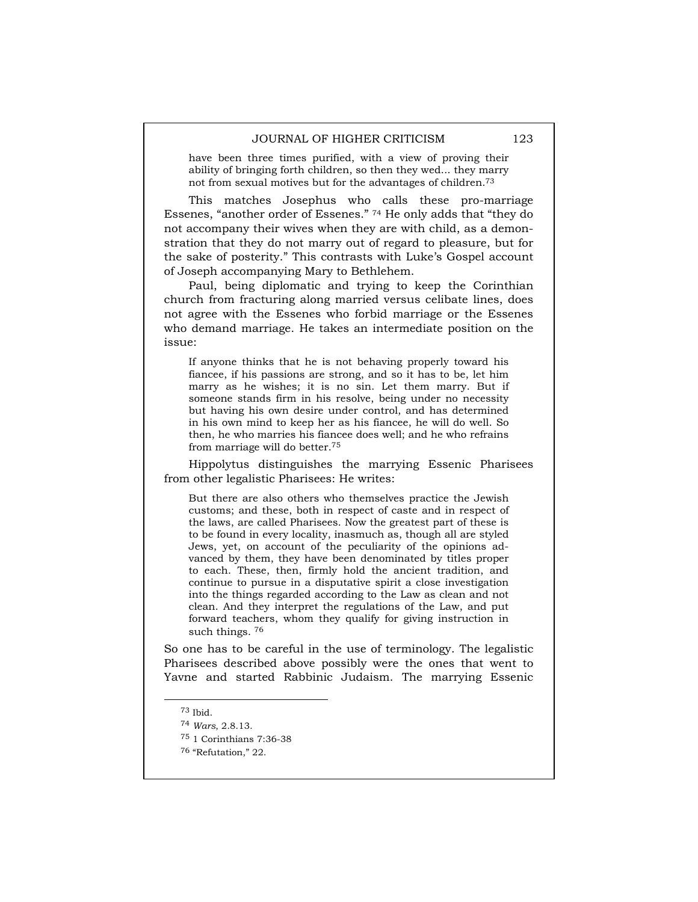> have been three times purified, with a view of proving their ability of bringing forth children, so then they wed... they marry not from sexual motives but for the advantages of children.[73]

This matches Josephus who calls these pro-marriage Essenes, "another order of Essenes." [74] He only adds that "they do not accompany their wives when they are with child, as a demonstration that they do not marry out of regard to pleasure, but for the sake of posterity." This contrasts with Luke's Gospel account of Joseph accompanying Mary to Bethlehem.

Paul, being diplomatic and trying to keep the Corinthian church from fracturing along married versus celibate lines, does not agree with the Essenes who forbid marriage or the Essenes who demand marriage. He takes an intermediate position on the issue:

> If anyone thinks that he is not behaving properly toward his fiancee, if his passions are strong, and so it has to be, let him marry as he wishes; it is no sin. Let them marry. But if someone stands firm in his resolve, being under no necessity but having his own desire under control, and has determined in his own mind to keep her as his fiancee, he will do well. So then, he who marries his fiancee does well; and he who refrains from marriage will do better.[75]

Hippolytus distinguishes the marrying Essenic Pharisees from other legalistic Pharisees: He writes:

> But there are also others who themselves practice the Jewish customs; and these, both in respect of caste and in respect of the laws, are called Pharisees. Now the greatest part of these is to be found in every locality, inasmuch as, though all are styled Jews, yet, on account of the peculiarity of the opinions advanced by them, they have been denominated by titles proper to each. These, then, firmly hold the ancient tradition, and continue to pursue in a disputative spirit a close investigation into the things regarded according to the Law as clean and not clean. And they interpret the regulations of the Law, and put forward teachers, whom they qualify for giving instruction in such things. [76]

So one has to be careful in the use of terminology. The legalistic Pharisees described above possibly were the ones that went to Yavne and started Rabbinic Judaism. The marrying Essenic

---

[73] Ibid.

[74] *Wars*, 2.8.13.

[75] 1 Corinthians 7:36-38

[76] "Refutation," 22.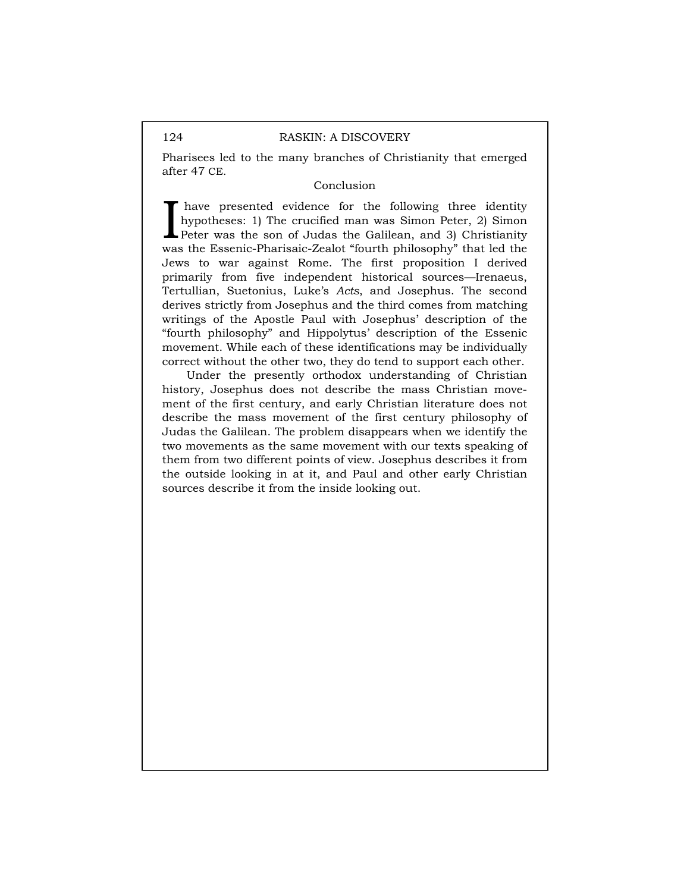Pharisees led to the many branches of Christianity that emerged after 47 CE.

## Conclusion

I have presented evidence for the following three identity hypotheses: 1) The crucified man was Simon Peter, 2) Simon Peter was the son of Judas the Galilean, and 3) Christianity was the Essenic-Pharisaic-Zealot "fourth philosophy" that led the Jews to war against Rome. The first proposition I derived primarily from five independent historical sources—Irenaeus, Tertullian, Suetonius, Luke's *Acts*, and Josephus. The second derives strictly from Josephus and the third comes from matching writings of the Apostle Paul with Josephus' description of the "fourth philosophy" and Hippolytus' description of the Essenic movement. While each of these identifications may be individually correct without the other two, they do tend to support each other.

Under the presently orthodox understanding of Christian history, Josephus does not describe the mass Christian movement of the first century, and early Christian literature does not describe the mass movement of the first century philosophy of Judas the Galilean. The problem disappears when we identify the two movements as the same movement with our texts speaking of them from two different points of view. Josephus describes it from the outside looking in at it, and Paul and other early Christian sources describe it from the inside looking out.